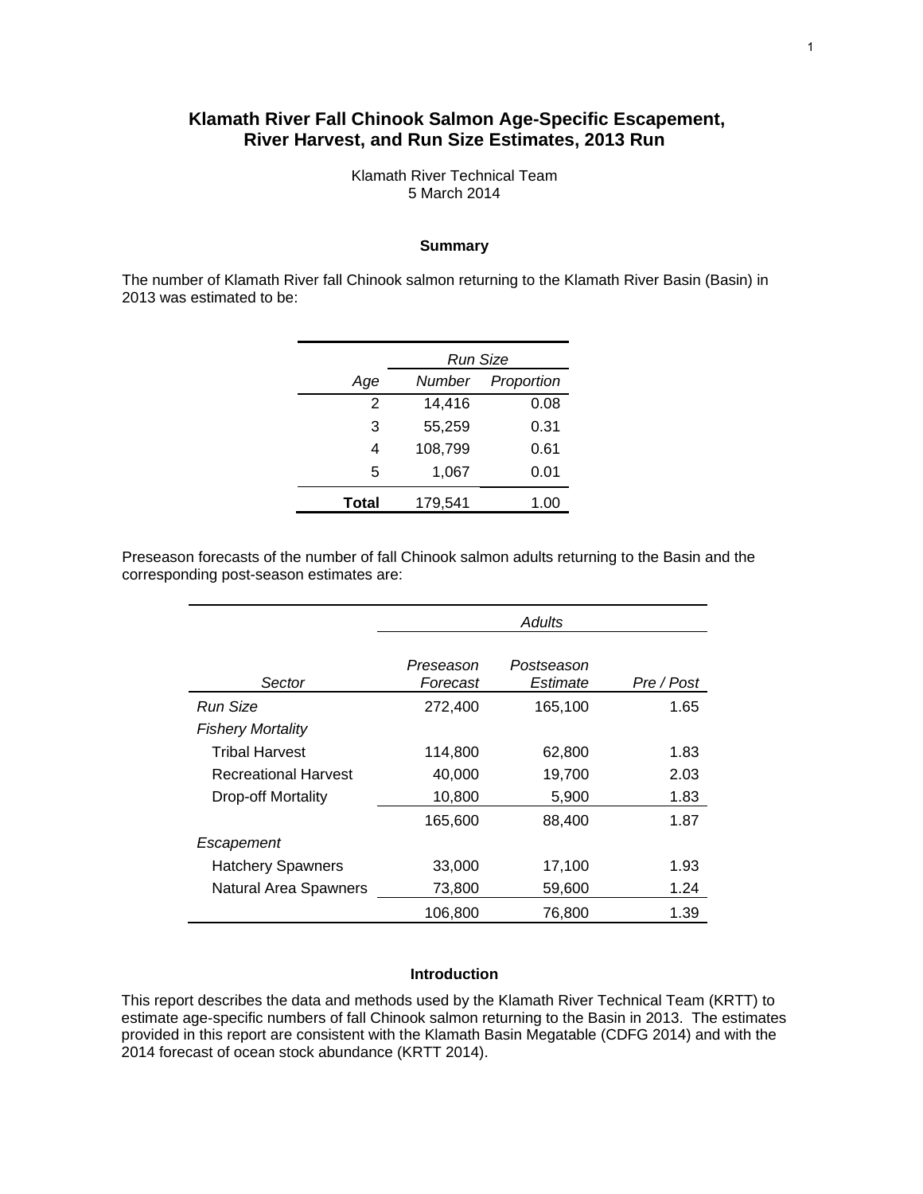# Klamath River Fall Chinook Salmon Age-Specific Escapement, River Harvest, and Run Size Estimates, 2013 Run

Klamath River Technical Team
5 March 2014

## Summary

The number of Klamath River fall Chinook salmon returning to the Klamath River Basin (Basin) in 2013 was estimated to be:

| | *Run Size* | |
|---|---|---|
| *Age* | *Number* | *Proportion* |
| 2 | 14,416 | 0.08 |
| 3 | 55,259 | 0.31 |
| 4 | 108,799 | 0.61 |
| 5 | 1,067 | 0.01 |
| **Total** | 179,541 | 1.00 |

Preseason forecasts of the number of fall Chinook salmon adults returning to the Basin and the corresponding post-season estimates are:

| | *Adults* | | |
|---|---|---|---|
| *Sector* | *Preseason Forecast* | *Postseason Estimate* | *Pre / Post* |
| *Run Size* | 272,400 | 165,100 | 1.65 |
| *Fishery Mortality* | | | |
| Tribal Harvest | 114,800 | 62,800 | 1.83 |
| Recreational Harvest | 40,000 | 19,700 | 2.03 |
| Drop-off Mortality | 10,800 | 5,900 | 1.83 |
| | 165,600 | 88,400 | 1.87 |
| *Escapement* | | | |
| Hatchery Spawners | 33,000 | 17,100 | 1.93 |
| Natural Area Spawners | 73,800 | 59,600 | 1.24 |
| | 106,800 | 76,800 | 1.39 |

## Introduction

This report describes the data and methods used by the Klamath River Technical Team (KRTT) to estimate age-specific numbers of fall Chinook salmon returning to the Basin in 2013. The estimates provided in this report are consistent with the Klamath Basin Megatable (CDFG 2014) and with the 2014 forecast of ocean stock abundance (KRTT 2014).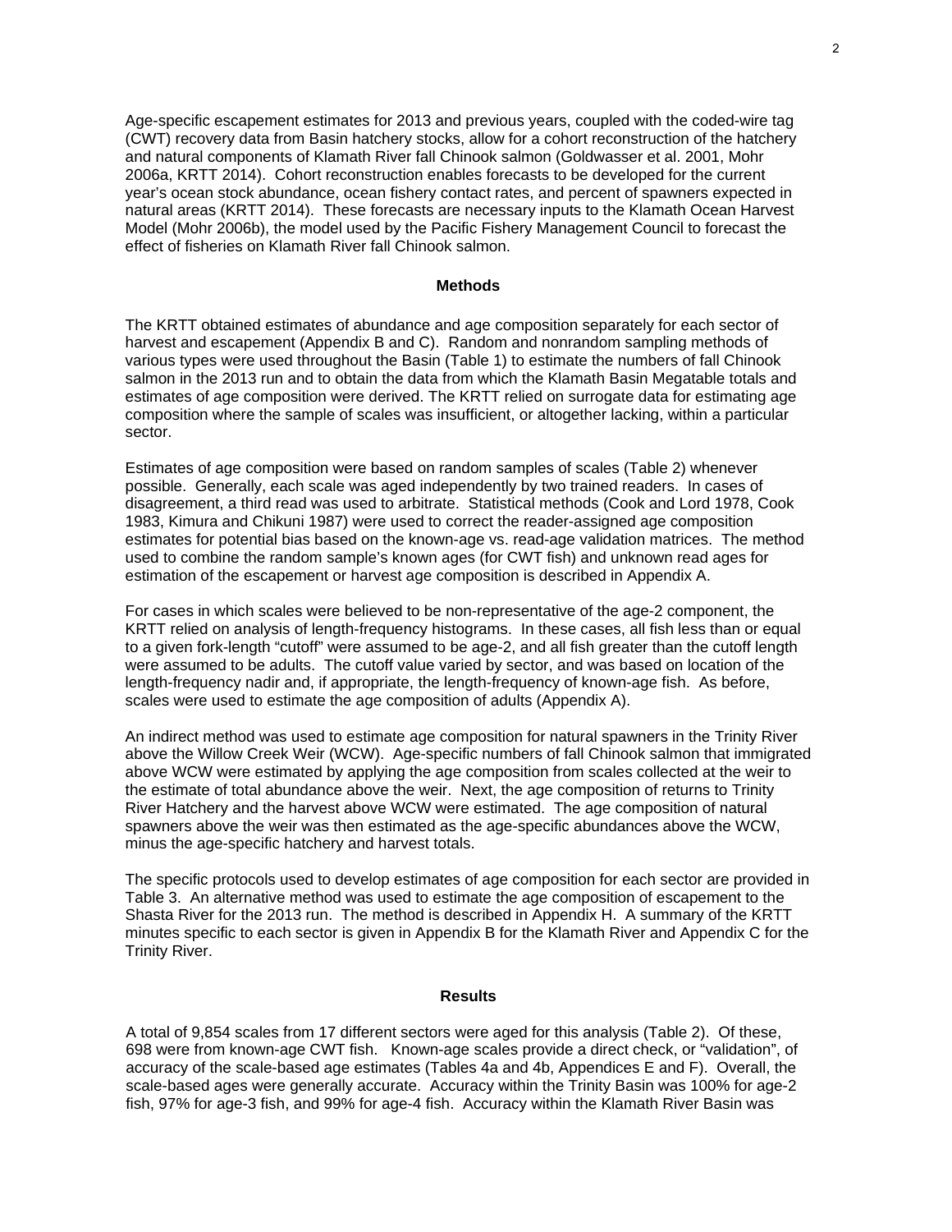Age-specific escapement estimates for 2013 and previous years, coupled with the coded-wire tag (CWT) recovery data from Basin hatchery stocks, allow for a cohort reconstruction of the hatchery and natural components of Klamath River fall Chinook salmon (Goldwasser et al. 2001, Mohr 2006a, KRTT 2014). Cohort reconstruction enables forecasts to be developed for the current year's ocean stock abundance, ocean fishery contact rates, and percent of spawners expected in natural areas (KRTT 2014). These forecasts are necessary inputs to the Klamath Ocean Harvest Model (Mohr 2006b), the model used by the Pacific Fishery Management Council to forecast the effect of fisheries on Klamath River fall Chinook salmon.

## Methods

The KRTT obtained estimates of abundance and age composition separately for each sector of harvest and escapement (Appendix B and C). Random and nonrandom sampling methods of various types were used throughout the Basin (Table 1) to estimate the numbers of fall Chinook salmon in the 2013 run and to obtain the data from which the Klamath Basin Megatable totals and estimates of age composition were derived. The KRTT relied on surrogate data for estimating age composition where the sample of scales was insufficient, or altogether lacking, within a particular sector.

Estimates of age composition were based on random samples of scales (Table 2) whenever possible. Generally, each scale was aged independently by two trained readers. In cases of disagreement, a third read was used to arbitrate. Statistical methods (Cook and Lord 1978, Cook 1983, Kimura and Chikuni 1987) were used to correct the reader-assigned age composition estimates for potential bias based on the known-age vs. read-age validation matrices. The method used to combine the random sample's known ages (for CWT fish) and unknown read ages for estimation of the escapement or harvest age composition is described in Appendix A.

For cases in which scales were believed to be non-representative of the age-2 component, the KRTT relied on analysis of length-frequency histograms. In these cases, all fish less than or equal to a given fork-length "cutoff" were assumed to be age-2, and all fish greater than the cutoff length were assumed to be adults. The cutoff value varied by sector, and was based on location of the length-frequency nadir and, if appropriate, the length-frequency of known-age fish. As before, scales were used to estimate the age composition of adults (Appendix A).

An indirect method was used to estimate age composition for natural spawners in the Trinity River above the Willow Creek Weir (WCW). Age-specific numbers of fall Chinook salmon that immigrated above WCW were estimated by applying the age composition from scales collected at the weir to the estimate of total abundance above the weir. Next, the age composition of returns to Trinity River Hatchery and the harvest above WCW were estimated. The age composition of natural spawners above the weir was then estimated as the age-specific abundances above the WCW, minus the age-specific hatchery and harvest totals.

The specific protocols used to develop estimates of age composition for each sector are provided in Table 3. An alternative method was used to estimate the age composition of escapement to the Shasta River for the 2013 run. The method is described in Appendix H. A summary of the KRTT minutes specific to each sector is given in Appendix B for the Klamath River and Appendix C for the Trinity River.

## Results

A total of 9,854 scales from 17 different sectors were aged for this analysis (Table 2). Of these, 698 were from known-age CWT fish. Known-age scales provide a direct check, or "validation", of accuracy of the scale-based age estimates (Tables 4a and 4b, Appendices E and F). Overall, the scale-based ages were generally accurate. Accuracy within the Trinity Basin was 100% for age-2 fish, 97% for age-3 fish, and 99% for age-4 fish. Accuracy within the Klamath River Basin was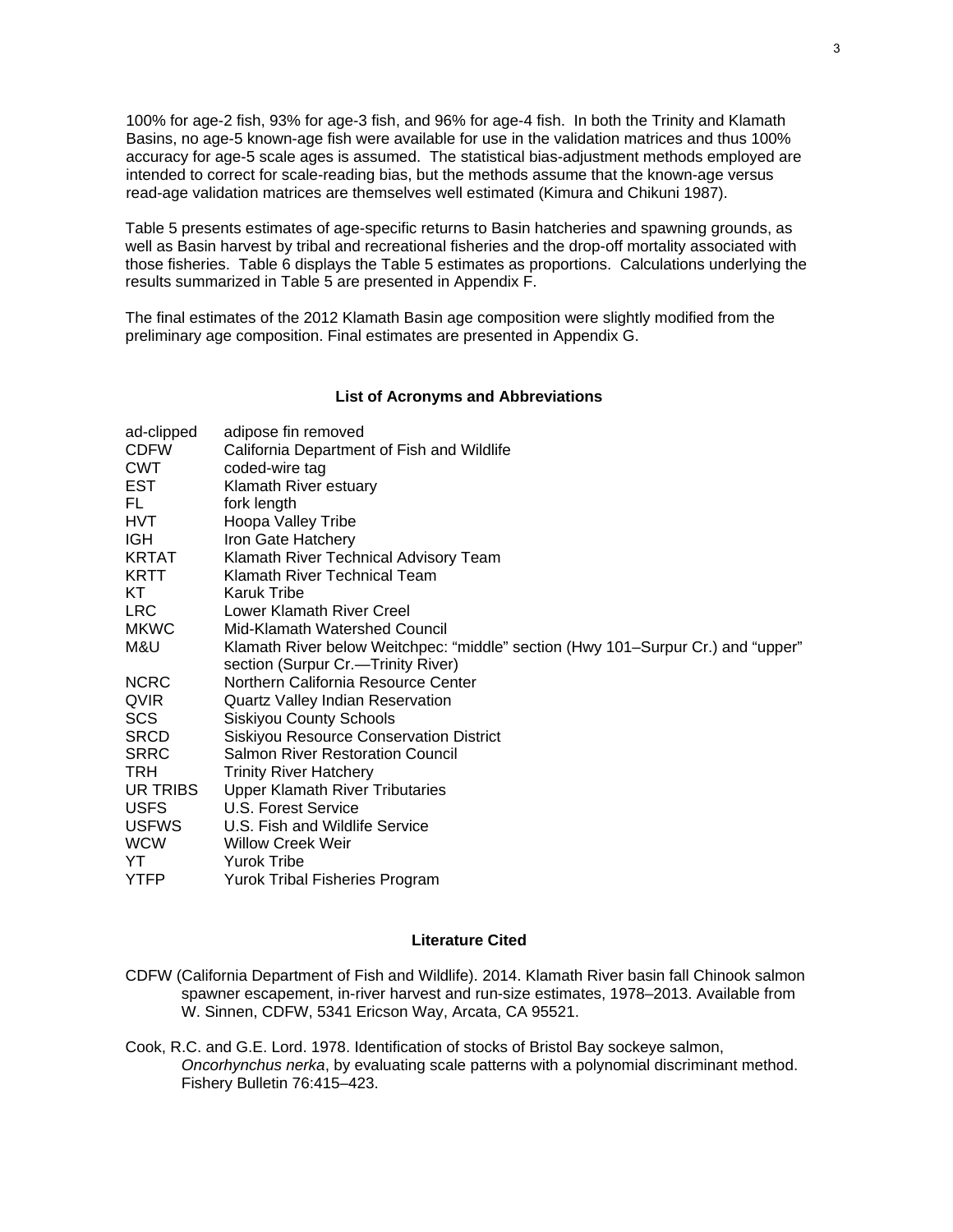100% for age-2 fish, 93% for age-3 fish, and 96% for age-4 fish. In both the Trinity and Klamath Basins, no age-5 known-age fish were available for use in the validation matrices and thus 100% accuracy for age-5 scale ages is assumed. The statistical bias-adjustment methods employed are intended to correct for scale-reading bias, but the methods assume that the known-age versus read-age validation matrices are themselves well estimated (Kimura and Chikuni 1987).

Table 5 presents estimates of age-specific returns to Basin hatcheries and spawning grounds, as well as Basin harvest by tribal and recreational fisheries and the drop-off mortality associated with those fisheries. Table 6 displays the Table 5 estimates as proportions. Calculations underlying the results summarized in Table 5 are presented in Appendix F.

The final estimates of the 2012 Klamath Basin age composition were slightly modified from the preliminary age composition. Final estimates are presented in Appendix G.

## List of Acronyms and Abbreviations

| | |
|---|---|
| ad-clipped | adipose fin removed |
| CDFW | California Department of Fish and Wildlife |
| CWT | coded-wire tag |
| EST | Klamath River estuary |
| FL | fork length |
| HVT | Hoopa Valley Tribe |
| IGH | Iron Gate Hatchery |
| KRTAT | Klamath River Technical Advisory Team |
| KRTT | Klamath River Technical Team |
| KT | Karuk Tribe |
| LRC | Lower Klamath River Creel |
| MKWC | Mid-Klamath Watershed Council |
| M&U | Klamath River below Weitchpec: "middle" section (Hwy 101–Surpur Cr.) and "upper" section (Surpur Cr.—Trinity River) |
| NCRC | Northern California Resource Center |
| QVIR | Quartz Valley Indian Reservation |
| SCS | Siskiyou County Schools |
| SRCD | Siskiyou Resource Conservation District |
| SRRC | Salmon River Restoration Council |
| TRH | Trinity River Hatchery |
| UR TRIBS | Upper Klamath River Tributaries |
| USFS | U.S. Forest Service |
| USFWS | U.S. Fish and Wildlife Service |
| WCW | Willow Creek Weir |
| YT | Yurok Tribe |
| YTFP | Yurok Tribal Fisheries Program |

## Literature Cited

CDFW (California Department of Fish and Wildlife). 2014. Klamath River basin fall Chinook salmon spawner escapement, in-river harvest and run-size estimates, 1978–2013. Available from W. Sinnen, CDFW, 5341 Ericson Way, Arcata, CA 95521.

Cook, R.C. and G.E. Lord. 1978. Identification of stocks of Bristol Bay sockeye salmon, *Oncorhynchus nerka*, by evaluating scale patterns with a polynomial discriminant method. Fishery Bulletin 76:415–423.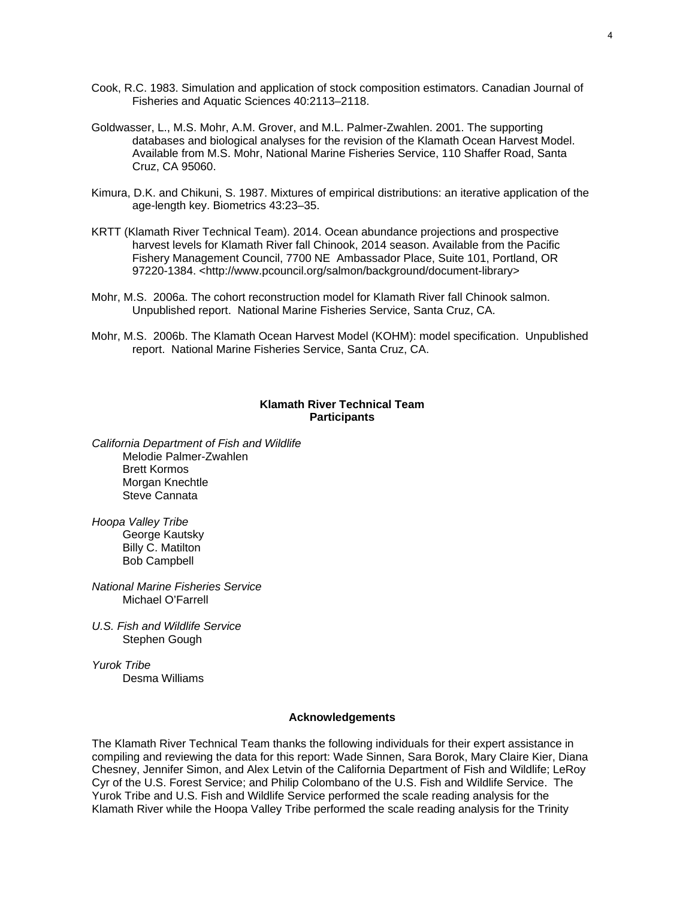Cook, R.C. 1983. Simulation and application of stock composition estimators. Canadian Journal of Fisheries and Aquatic Sciences 40:2113–2118.

Goldwasser, L., M.S. Mohr, A.M. Grover, and M.L. Palmer-Zwahlen. 2001. The supporting databases and biological analyses for the revision of the Klamath Ocean Harvest Model. Available from M.S. Mohr, National Marine Fisheries Service, 110 Shaffer Road, Santa Cruz, CA 95060.

Kimura, D.K. and Chikuni, S. 1987. Mixtures of empirical distributions: an iterative application of the age-length key. Biometrics 43:23–35.

KRTT (Klamath River Technical Team). 2014. Ocean abundance projections and prospective harvest levels for Klamath River fall Chinook, 2014 season. Available from the Pacific Fishery Management Council, 7700 NE Ambassador Place, Suite 101, Portland, OR 97220-1384. <http://www.pcouncil.org/salmon/background/document-library>

Mohr, M.S. 2006a. The cohort reconstruction model for Klamath River fall Chinook salmon. Unpublished report. National Marine Fisheries Service, Santa Cruz, CA.

Mohr, M.S. 2006b. The Klamath Ocean Harvest Model (KOHM): model specification. Unpublished report. National Marine Fisheries Service, Santa Cruz, CA.

## Klamath River Technical Team Participants

*California Department of Fish and Wildlife*
- Melodie Palmer-Zwahlen
- Brett Kormos
- Morgan Knechtle
- Steve Cannata

*Hoopa Valley Tribe*
- George Kautsky
- Billy C. Matilton
- Bob Campbell

*National Marine Fisheries Service*
- Michael O'Farrell

*U.S. Fish and Wildlife Service*
- Stephen Gough

*Yurok Tribe*
- Desma Williams

## Acknowledgements

The Klamath River Technical Team thanks the following individuals for their expert assistance in compiling and reviewing the data for this report: Wade Sinnen, Sara Borok, Mary Claire Kier, Diana Chesney, Jennifer Simon, and Alex Letvin of the California Department of Fish and Wildlife; LeRoy Cyr of the U.S. Forest Service; and Philip Colombano of the U.S. Fish and Wildlife Service. The Yurok Tribe and U.S. Fish and Wildlife Service performed the scale reading analysis for the Klamath River while the Hoopa Valley Tribe performed the scale reading analysis for the Trinity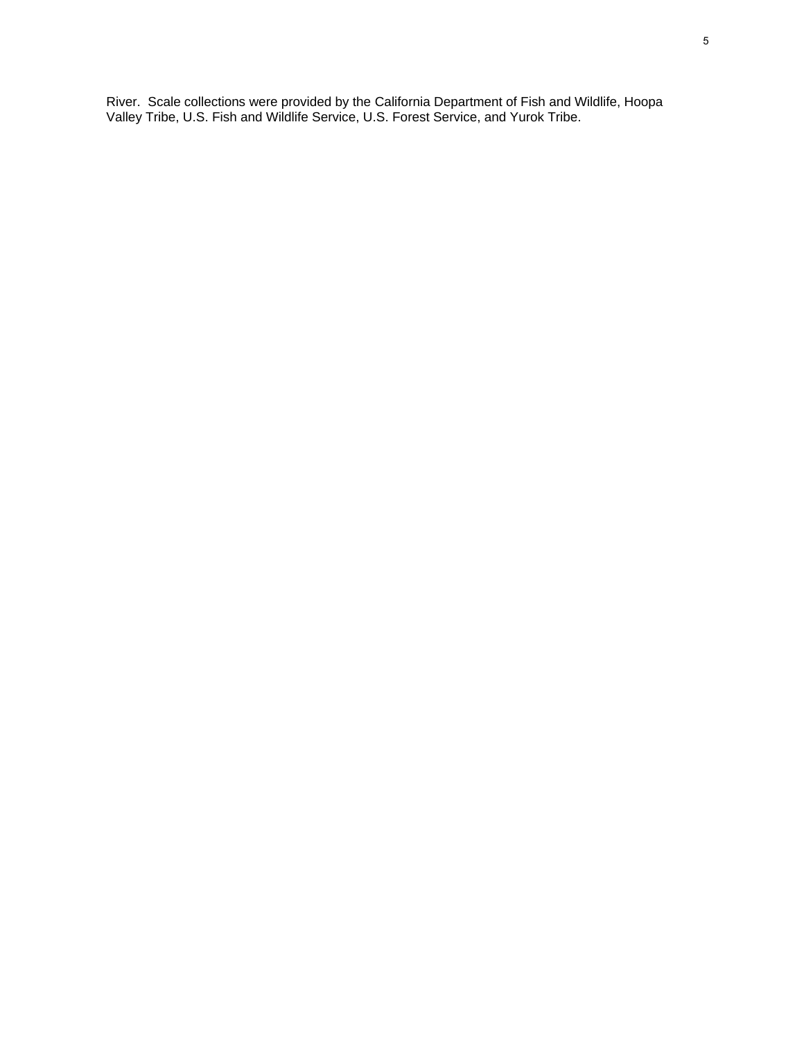River. Scale collections were provided by the California Department of Fish and Wildlife, Hoopa Valley Tribe, U.S. Fish and Wildlife Service, U.S. Forest Service, and Yurok Tribe.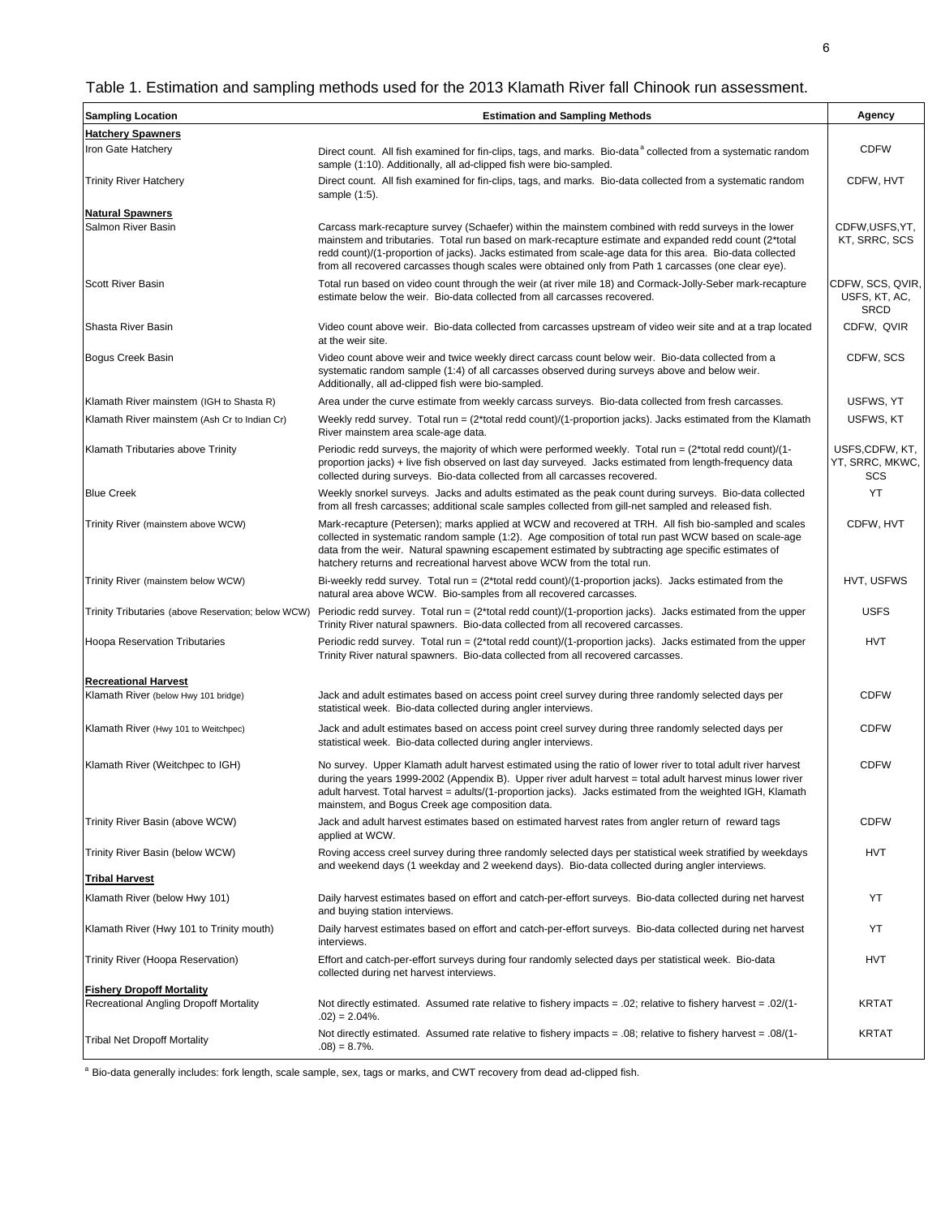Table 1. Estimation and sampling methods used for the 2013 Klamath River fall Chinook run assessment.

| Sampling Location | Estimation and Sampling Methods | Agency |
|---|---|---|
| **Hatchery Spawners** | | |
| Iron Gate Hatchery | Direct count. All fish examined for fin-clips, tags, and marks. Bio-data[a] collected from a systematic random sample (1:10). Additionally, all ad-clipped fish were bio-sampled. | CDFW |
| Trinity River Hatchery | Direct count. All fish examined for fin-clips, tags, and marks. Bio-data collected from a systematic random sample (1:5). | CDFW, HVT |
| **Natural Spawners** | | |
| Salmon River Basin | Carcass mark-recapture survey (Schaefer) within the mainstem combined with redd surveys in the lower mainstem and tributaries. Total run based on mark-recapture estimate and expanded redd count (2*total redd count)/(1-proportion of jacks). Jacks estimated from scale-age data for this area. Bio-data collected from all recovered carcasses though scales were obtained only from Path 1 carcasses (one clear eye). | CDFW,USFS,YT, KT, SRRC, SCS |
| Scott River Basin | Total run based on video count through the weir (at river mile 18) and Cormack-Jolly-Seber mark-recapture estimate below the weir. Bio-data collected from all carcasses recovered. | CDFW, SCS, QVIR, USFS, KT, AC, SRCD |
| Shasta River Basin | Video count above weir. Bio-data collected from carcasses upstream of video weir site and at a trap located at the weir site. | CDFW, QVIR |
| Bogus Creek Basin | Video count above weir and twice weekly direct carcass count below weir. Bio-data collected from a systematic random sample (1:4) of all carcasses observed during surveys above and below weir. Additionally, all ad-clipped fish were bio-sampled. | CDFW, SCS |
| Klamath River mainstem (IGH to Shasta R) | Area under the curve estimate from weekly carcass surveys. Bio-data collected from fresh carcasses. | USFWS, YT |
| Klamath River mainstem (Ash Cr to Indian Cr) | Weekly redd survey. Total run = (2*total redd count)/(1-proportion jacks). Jacks estimated from the Klamath River mainstem area scale-age data. | USFWS, KT |
| Klamath Tributaries above Trinity | Periodic redd surveys, the majority of which were performed weekly. Total run = (2*total redd count)/(1-proportion jacks) + live fish observed on last day surveyed. Jacks estimated from length-frequency data collected during surveys. Bio-data collected from all carcasses recovered. | USFS,CDFW, KT, YT, SRRC, MKWC, SCS |
| Blue Creek | Weekly snorkel surveys. Jacks and adults estimated as the peak count during surveys. Bio-data collected from all fresh carcasses; additional scale samples collected from gill-net sampled and released fish. | YT |
| Trinity River (mainstem above WCW) | Mark-recapture (Petersen); marks applied at WCW and recovered at TRH. All fish bio-sampled and scales collected in systematic random sample (1:2). Age composition of total run past WCW based on scale-age data from the weir. Natural spawning escapement estimated by subtracting age specific estimates of hatchery returns and recreational harvest above WCW from the total run. | CDFW, HVT |
| Trinity River (mainstem below WCW) | Bi-weekly redd survey. Total run = (2*total redd count)/(1-proportion jacks). Jacks estimated from the natural area above WCW. Bio-samples from all recovered carcasses. | HVT, USFWS |
| Trinity Tributaries (above Reservation; below WCW) | Periodic redd survey. Total run = (2*total redd count)/(1-proportion jacks). Jacks estimated from the upper Trinity River natural spawners. Bio-data collected from all recovered carcasses. | USFS |
| Hoopa Reservation Tributaries | Periodic redd survey. Total run = (2*total redd count)/(1-proportion jacks). Jacks estimated from the upper Trinity River natural spawners. Bio-data collected from all recovered carcasses. | HVT |
| **Recreational Harvest** | | |
| Klamath River (below Hwy 101 bridge) | Jack and adult estimates based on access point creel survey during three randomly selected days per statistical week. Bio-data collected during angler interviews. | CDFW |
| Klamath River (Hwy 101 to Weitchpec) | Jack and adult estimates based on access point creel survey during three randomly selected days per statistical week. Bio-data collected during angler interviews. | CDFW |
| Klamath River (Weitchpec to IGH) | No survey. Upper Klamath adult harvest estimated using the ratio of lower river to total adult river harvest during the years 1999-2002 (Appendix B). Upper river adult harvest = total adult harvest minus lower river adult harvest. Total harvest = adults/(1-proportion jacks). Jacks estimated from the weighted IGH, Klamath mainstem, and Bogus Creek age composition data. | CDFW |
| Trinity River Basin (above WCW) | Jack and adult harvest estimates based on estimated harvest rates from angler return of reward tags applied at WCW. | CDFW |
| Trinity River Basin (below WCW) | Roving access creel survey during three randomly selected days per statistical week stratified by weekdays and weekend days (1 weekday and 2 weekend days). Bio-data collected during angler interviews. | HVT |
| **Tribal Harvest** | | |
| Klamath River (below Hwy 101) | Daily harvest estimates based on effort and catch-per-effort surveys. Bio-data collected during net harvest and buying station interviews. | YT |
| Klamath River (Hwy 101 to Trinity mouth) | Daily harvest estimates based on effort and catch-per-effort surveys. Bio-data collected during net harvest interviews. | YT |
| Trinity River (Hoopa Reservation) | Effort and catch-per-effort surveys during four randomly selected days per statistical week. Bio-data collected during net harvest interviews. | HVT |
| **Fishery Dropoff Mortality** | | |
| Recreational Angling Dropoff Mortality | Not directly estimated. Assumed rate relative to fishery impacts = .02; relative to fishery harvest = .02/(1-.02) = 2.04%. | KRTAT |
| Tribal Net Dropoff Mortality | Not directly estimated. Assumed rate relative to fishery impacts = .08; relative to fishery harvest = .08/(1-.08) = 8.7%. | KRTAT |

[a] Bio-data generally includes: fork length, scale sample, sex, tags or marks, and CWT recovery from dead ad-clipped fish.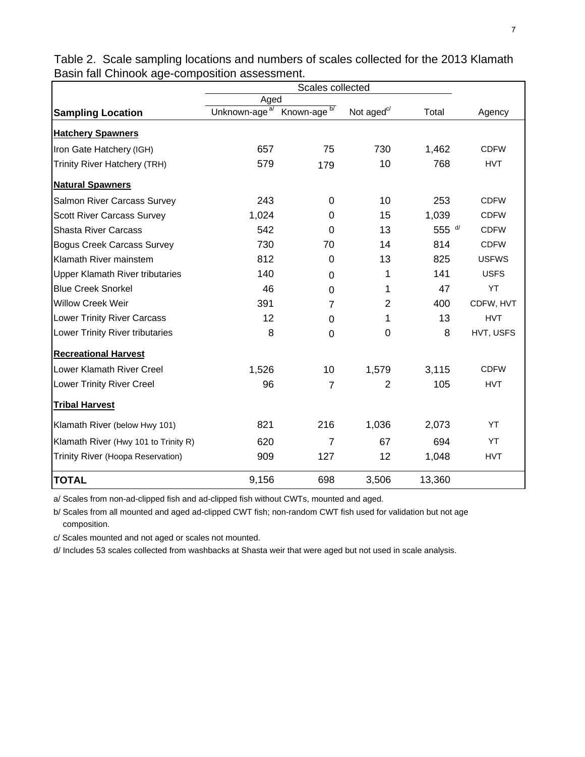Table 2. Scale sampling locations and numbers of scales collected for the 2013 Klamath Basin fall Chinook age-composition assessment.

| | Scales collected | | | | |
|---|---|---|---|---|---|
| | Aged | | | | |
| **Sampling Location** | Unknown-age [a/] | Known-age [b/] | Not aged [c/] | Total | Agency |
| **Hatchery Spawners** | | | | | |
| Iron Gate Hatchery (IGH) | 657 | 75 | 730 | 1,462 | CDFW |
| Trinity River Hatchery (TRH) | 579 | 179 | 10 | 768 | HVT |
| **Natural Spawners** | | | | | |
| Salmon River Carcass Survey | 243 | 0 | 10 | 253 | CDFW |
| Scott River Carcass Survey | 1,024 | 0 | 15 | 1,039 | CDFW |
| Shasta River Carcass | 542 | 0 | 13 | 555 [d/] | CDFW |
| Bogus Creek Carcass Survey | 730 | 70 | 14 | 814 | CDFW |
| Klamath River mainstem | 812 | 0 | 13 | 825 | USFWS |
| Upper Klamath River tributaries | 140 | 0 | 1 | 141 | USFS |
| Blue Creek Snorkel | 46 | 0 | 1 | 47 | YT |
| Willow Creek Weir | 391 | 7 | 2 | 400 | CDFW, HVT |
| Lower Trinity River Carcass | 12 | 0 | 1 | 13 | HVT |
| Lower Trinity River tributaries | 8 | 0 | 0 | 8 | HVT, USFS |
| **Recreational Harvest** | | | | | |
| Lower Klamath River Creel | 1,526 | 10 | 1,579 | 3,115 | CDFW |
| Lower Trinity River Creel | 96 | 7 | 2 | 105 | HVT |
| **Tribal Harvest** | | | | | |
| Klamath River (below Hwy 101) | 821 | 216 | 1,036 | 2,073 | YT |
| Klamath River (Hwy 101 to Trinity R) | 620 | 7 | 67 | 694 | YT |
| Trinity River (Hoopa Reservation) | 909 | 127 | 12 | 1,048 | HVT |
| **TOTAL** | 9,156 | 698 | 3,506 | 13,360 | |

a/ Scales from non-ad-clipped fish and ad-clipped fish without CWTs, mounted and aged.

b/ Scales from all mounted and aged ad-clipped CWT fish; non-random CWT fish used for validation but not age composition.

c/ Scales mounted and not aged or scales not mounted.

d/ Includes 53 scales collected from washbacks at Shasta weir that were aged but not used in scale analysis.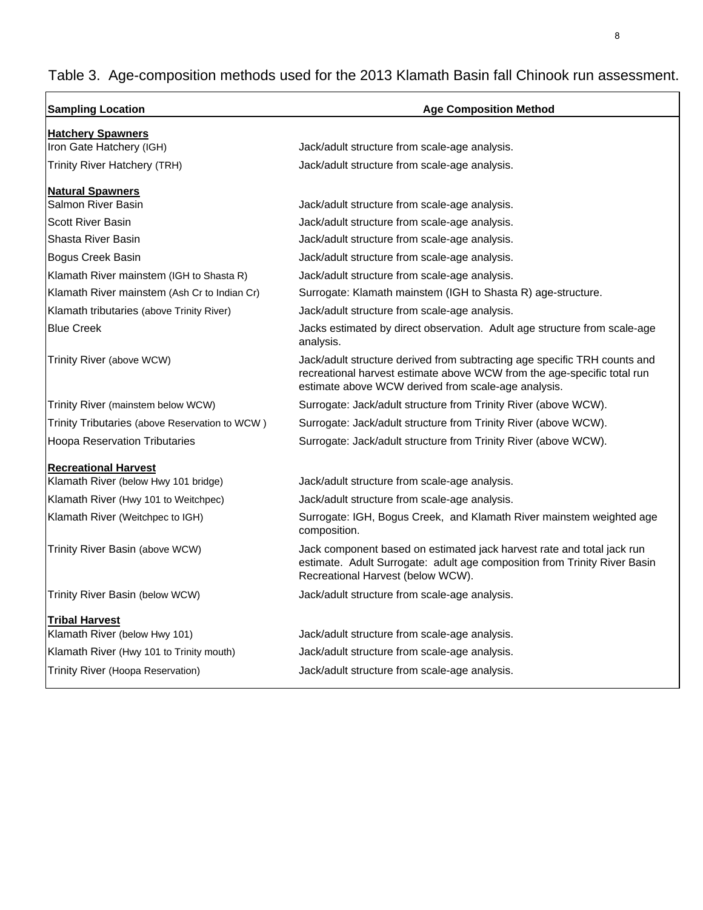Table 3. Age-composition methods used for the 2013 Klamath Basin fall Chinook run assessment.

| Sampling Location | Age Composition Method |
|---|---|
| **Hatchery Spawners** | |
| Iron Gate Hatchery (IGH) | Jack/adult structure from scale-age analysis. |
| Trinity River Hatchery (TRH) | Jack/adult structure from scale-age analysis. |
| **Natural Spawners** | |
| Salmon River Basin | Jack/adult structure from scale-age analysis. |
| Scott River Basin | Jack/adult structure from scale-age analysis. |
| Shasta River Basin | Jack/adult structure from scale-age analysis. |
| Bogus Creek Basin | Jack/adult structure from scale-age analysis. |
| Klamath River mainstem (IGH to Shasta R) | Jack/adult structure from scale-age analysis. |
| Klamath River mainstem (Ash Cr to Indian Cr) | Surrogate: Klamath mainstem (IGH to Shasta R) age-structure. |
| Klamath tributaries (above Trinity River) | Jack/adult structure from scale-age analysis. |
| Blue Creek | Jacks estimated by direct observation. Adult age structure from scale-age analysis. |
| Trinity River (above WCW) | Jack/adult structure derived from subtracting age specific TRH counts and recreational harvest estimate above WCW from the age-specific total run estimate above WCW derived from scale-age analysis. |
| Trinity River (mainstem below WCW) | Surrogate: Jack/adult structure from Trinity River (above WCW). |
| Trinity Tributaries (above Reservation to WCW ) | Surrogate: Jack/adult structure from Trinity River (above WCW). |
| Hoopa Reservation Tributaries | Surrogate: Jack/adult structure from Trinity River (above WCW). |
| **Recreational Harvest** | |
| Klamath River (below Hwy 101 bridge) | Jack/adult structure from scale-age analysis. |
| Klamath River (Hwy 101 to Weitchpec) | Jack/adult structure from scale-age analysis. |
| Klamath River (Weitchpec to IGH) | Surrogate: IGH, Bogus Creek, and Klamath River mainstem weighted age composition. |
| Trinity River Basin (above WCW) | Jack component based on estimated jack harvest rate and total jack run estimate. Adult Surrogate: adult age composition from Trinity River Basin Recreational Harvest (below WCW). |
| Trinity River Basin (below WCW) | Jack/adult structure from scale-age analysis. |
| **Tribal Harvest** | |
| Klamath River (below Hwy 101) | Jack/adult structure from scale-age analysis. |
| Klamath River (Hwy 101 to Trinity mouth) | Jack/adult structure from scale-age analysis. |
| Trinity River (Hoopa Reservation) | Jack/adult structure from scale-age analysis. |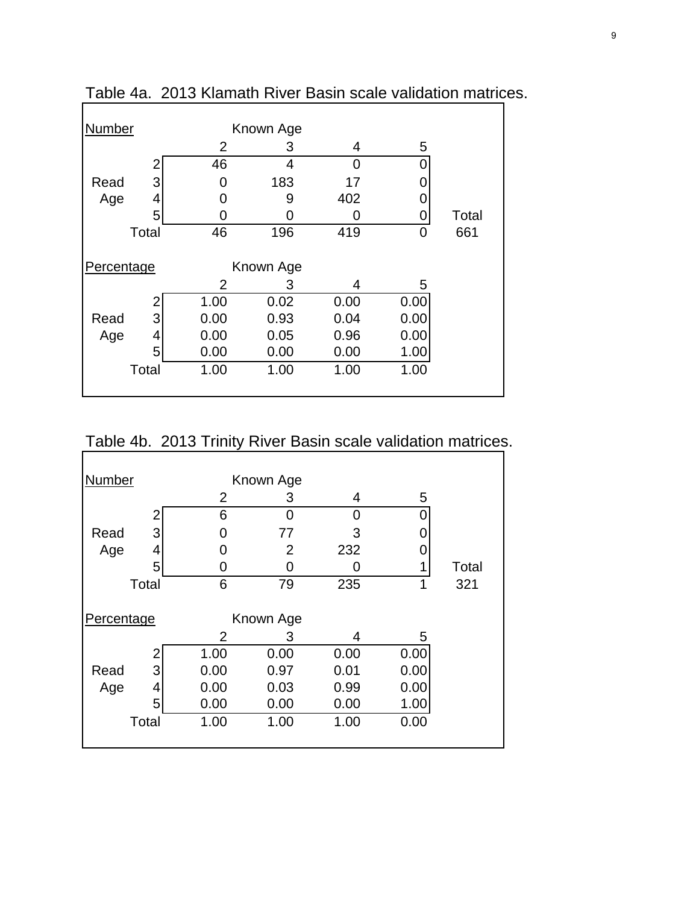Table 4a. 2013 Klamath River Basin scale validation matrices.

| Number | | Known Age | | | | |
|---|---|---|---|---|---|---|
| | | 2 | 3 | 4 | 5 | |
| | 2 | 46 | 4 | 0 | 0 | |
| Read | 3 | 0 | 183 | 17 | 0 | |
| Age | 4 | 0 | 9 | 402 | 0 | |
| | 5 | 0 | 0 | 0 | 0 | Total |
| | Total | 46 | 196 | 419 | 0 | 661 |

| Percentage | | Known Age | | | |
|---|---|---|---|---|---|
| | | 2 | 3 | 4 | 5 |
| | 2 | 1.00 | 0.02 | 0.00 | 0.00 |
| Read | 3 | 0.00 | 0.93 | 0.04 | 0.00 |
| Age | 4 | 0.00 | 0.05 | 0.96 | 0.00 |
| | 5 | 0.00 | 0.00 | 0.00 | 1.00 |
| | Total | 1.00 | 1.00 | 1.00 | 1.00 |

Table 4b. 2013 Trinity River Basin scale validation matrices.

| Number | | Known Age | | | | |
|---|---|---|---|---|---|---|
| | | 2 | 3 | 4 | 5 | |
| | 2 | 6 | 0 | 0 | 0 | |
| Read | 3 | 0 | 77 | 3 | 0 | |
| Age | 4 | 0 | 2 | 232 | 0 | |
| | 5 | 0 | 0 | 0 | 1 | Total |
| | Total | 6 | 79 | 235 | 1 | 321 |

| Percentage | | Known Age | | | |
|---|---|---|---|---|---|
| | | 2 | 3 | 4 | 5 |
| | 2 | 1.00 | 0.00 | 0.00 | 0.00 |
| Read | 3 | 0.00 | 0.97 | 0.01 | 0.00 |
| Age | 4 | 0.00 | 0.03 | 0.99 | 0.00 |
| | 5 | 0.00 | 0.00 | 0.00 | 1.00 |
| | Total | 1.00 | 1.00 | 1.00 | 0.00 |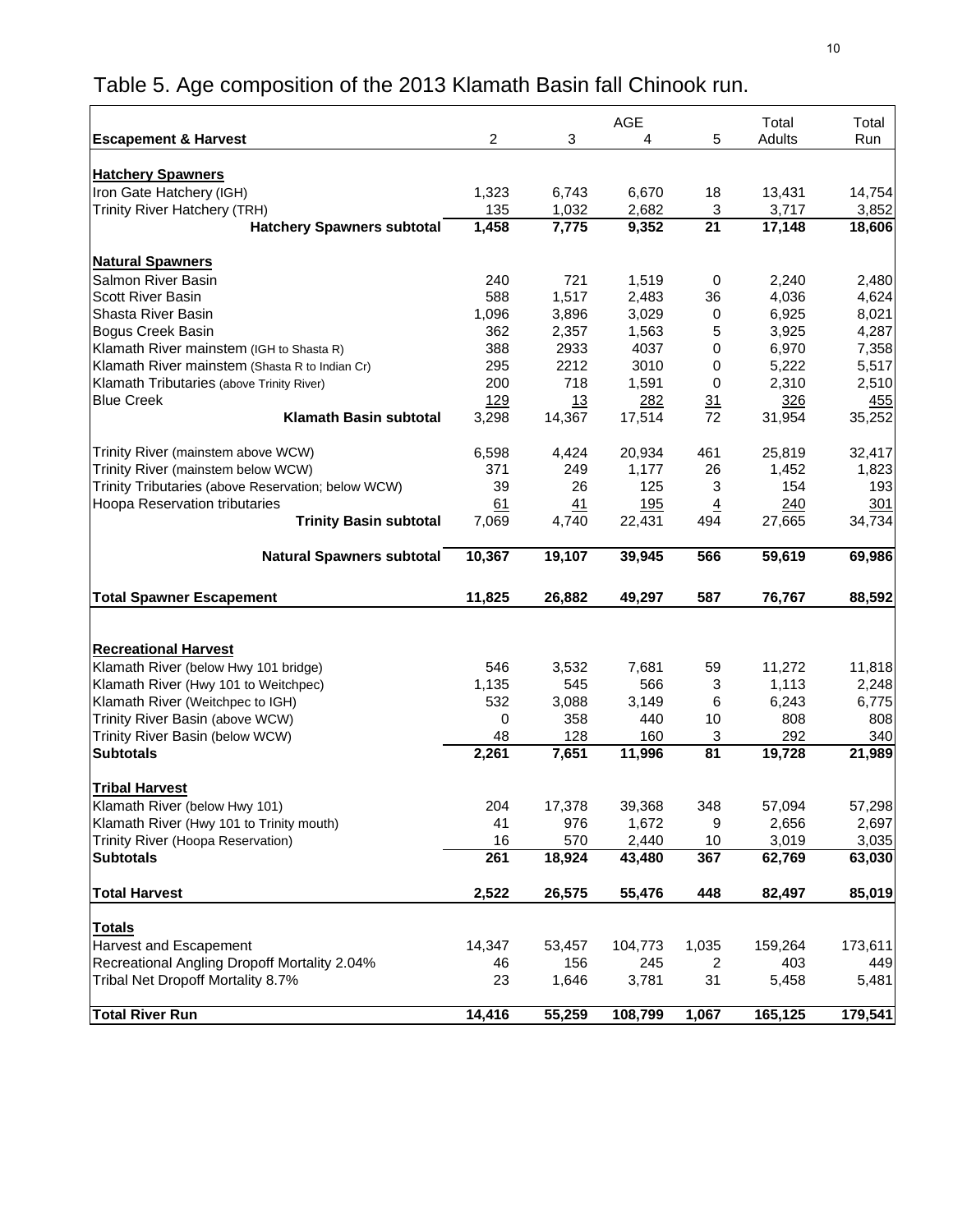# Table 5. Age composition of the 2013 Klamath Basin fall Chinook run.

| Escapement & Harvest | AGE 2 | 3 | 4 | 5 | Total Adults | Total Run |
|---|---|---|---|---|---|---|
| **Hatchery Spawners** | | | | | | |
| Iron Gate Hatchery (IGH) | 1,323 | 6,743 | 6,670 | 18 | 13,431 | 14,754 |
| Trinity River Hatchery (TRH) | 135 | 1,032 | 2,682 | 3 | 3,717 | 3,852 |
| **Hatchery Spawners subtotal** | **1,458** | **7,775** | **9,352** | **21** | **17,148** | **18,606** |
| **Natural Spawners** | | | | | | |
| Salmon River Basin | 240 | 721 | 1,519 | 0 | 2,240 | 2,480 |
| Scott River Basin | 588 | 1,517 | 2,483 | 36 | 4,036 | 4,624 |
| Shasta River Basin | 1,096 | 3,896 | 3,029 | 0 | 6,925 | 8,021 |
| Bogus Creek Basin | 362 | 2,357 | 1,563 | 5 | 3,925 | 4,287 |
| Klamath River mainstem (IGH to Shasta R) | 388 | 2933 | 4037 | 0 | 6,970 | 7,358 |
| Klamath River mainstem (Shasta R to Indian Cr) | 295 | 2212 | 3010 | 0 | 5,222 | 5,517 |
| Klamath Tributaries (above Trinity River) | 200 | 718 | 1,591 | 0 | 2,310 | 2,510 |
| Blue Creek | 129 | 13 | 282 | 31 | 326 | 455 |
| **Klamath Basin subtotal** | 3,298 | 14,367 | 17,514 | 72 | 31,954 | 35,252 |
| Trinity River (mainstem above WCW) | 6,598 | 4,424 | 20,934 | 461 | 25,819 | 32,417 |
| Trinity River (mainstem below WCW) | 371 | 249 | 1,177 | 26 | 1,452 | 1,823 |
| Trinity Tributaries (above Reservation; below WCW) | 39 | 26 | 125 | 3 | 154 | 193 |
| Hoopa Reservation tributaries | 61 | 41 | 195 | 4 | 240 | 301 |
| **Trinity Basin subtotal** | 7,069 | 4,740 | 22,431 | 494 | 27,665 | 34,734 |
| **Natural Spawners subtotal** | **10,367** | **19,107** | **39,945** | **566** | **59,619** | **69,986** |
| **Total Spawner Escapement** | **11,825** | **26,882** | **49,297** | **587** | **76,767** | **88,592** |
| **Recreational Harvest** | | | | | | |
| Klamath River (below Hwy 101 bridge) | 546 | 3,532 | 7,681 | 59 | 11,272 | 11,818 |
| Klamath River (Hwy 101 to Weitchpec) | 1,135 | 545 | 566 | 3 | 1,113 | 2,248 |
| Klamath River (Weitchpec to IGH) | 532 | 3,088 | 3,149 | 6 | 6,243 | 6,775 |
| Trinity River Basin (above WCW) | 0 | 358 | 440 | 10 | 808 | 808 |
| Trinity River Basin (below WCW) | 48 | 128 | 160 | 3 | 292 | 340 |
| **Subtotals** | **2,261** | **7,651** | **11,996** | **81** | **19,728** | **21,989** |
| **Tribal Harvest** | | | | | | |
| Klamath River (below Hwy 101) | 204 | 17,378 | 39,368 | 348 | 57,094 | 57,298 |
| Klamath River (Hwy 101 to Trinity mouth) | 41 | 976 | 1,672 | 9 | 2,656 | 2,697 |
| Trinity River (Hoopa Reservation) | 16 | 570 | 2,440 | 10 | 3,019 | 3,035 |
| **Subtotals** | **261** | **18,924** | **43,480** | **367** | **62,769** | **63,030** |
| **Total Harvest** | **2,522** | **26,575** | **55,476** | **448** | **82,497** | **85,019** |
| **Totals** | | | | | | |
| Harvest and Escapement | 14,347 | 53,457 | 104,773 | 1,035 | 159,264 | 173,611 |
| Recreational Angling Dropoff Mortality 2.04% | 46 | 156 | 245 | 2 | 403 | 449 |
| Tribal Net Dropoff Mortality 8.7% | 23 | 1,646 | 3,781 | 31 | 5,458 | 5,481 |
| **Total River Run** | **14,416** | **55,259** | **108,799** | **1,067** | **165,125** | **179,541** |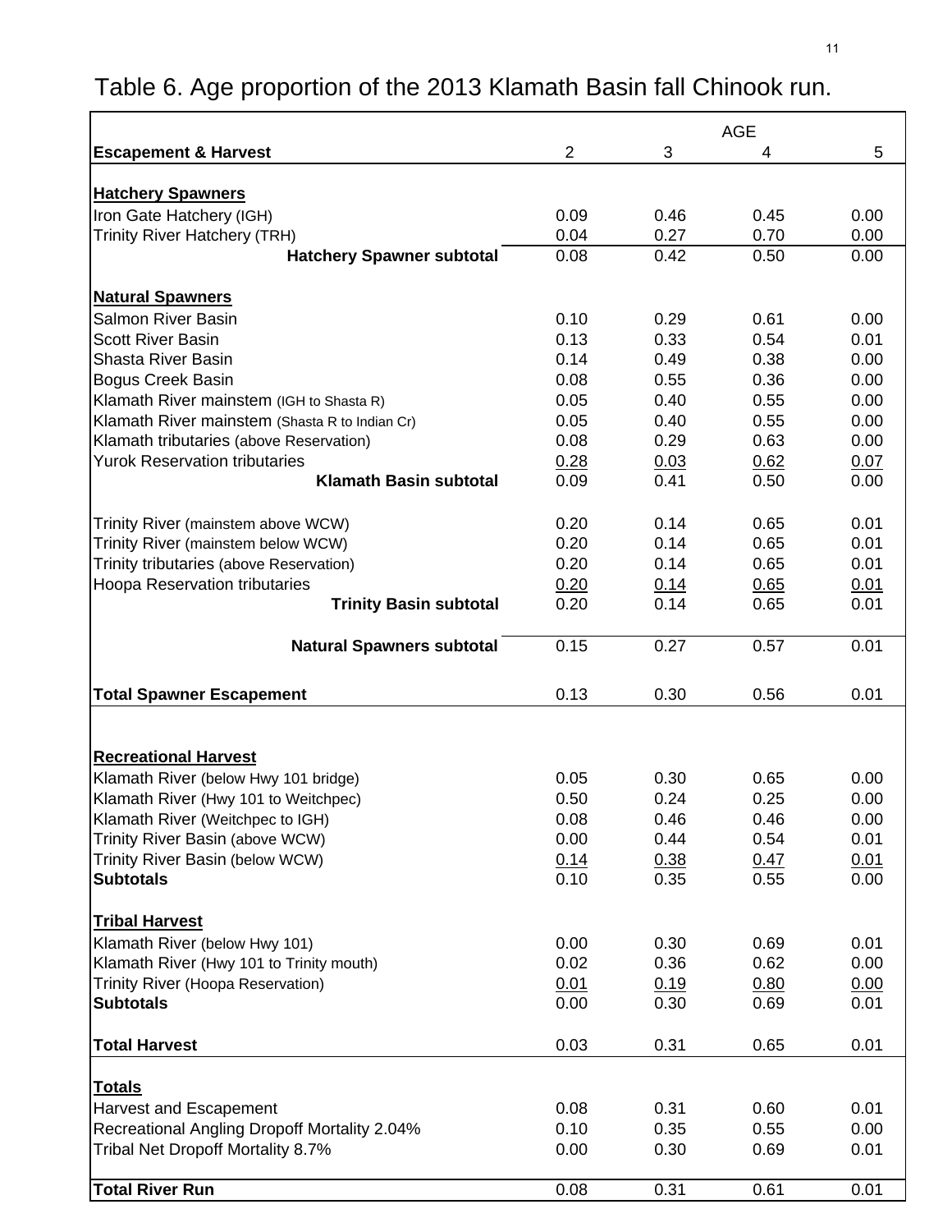# Table 6. Age proportion of the 2013 Klamath Basin fall Chinook run.

| Escapement & Harvest | AGE 2 | 3 | 4 | 5 |
|---|---|---|---|---|
| **Hatchery Spawners** | | | | |
| Iron Gate Hatchery (IGH) | 0.09 | 0.46 | 0.45 | 0.00 |
| Trinity River Hatchery (TRH) | 0.04 | 0.27 | 0.70 | 0.00 |
| **Hatchery Spawner subtotal** | 0.08 | 0.42 | 0.50 | 0.00 |
| **Natural Spawners** | | | | |
| Salmon River Basin | 0.10 | 0.29 | 0.61 | 0.00 |
| Scott River Basin | 0.13 | 0.33 | 0.54 | 0.01 |
| Shasta River Basin | 0.14 | 0.49 | 0.38 | 0.00 |
| Bogus Creek Basin | 0.08 | 0.55 | 0.36 | 0.00 |
| Klamath River mainstem (IGH to Shasta R) | 0.05 | 0.40 | 0.55 | 0.00 |
| Klamath River mainstem (Shasta R to Indian Cr) | 0.05 | 0.40 | 0.55 | 0.00 |
| Klamath tributaries (above Reservation) | 0.08 | 0.29 | 0.63 | 0.00 |
| Yurok Reservation tributaries | 0.28 | 0.03 | 0.62 | 0.07 |
| **Klamath Basin subtotal** | 0.09 | 0.41 | 0.50 | 0.00 |
| Trinity River (mainstem above WCW) | 0.20 | 0.14 | 0.65 | 0.01 |
| Trinity River (mainstem below WCW) | 0.20 | 0.14 | 0.65 | 0.01 |
| Trinity tributaries (above Reservation) | 0.20 | 0.14 | 0.65 | 0.01 |
| Hoopa Reservation tributaries | 0.20 | 0.14 | 0.65 | 0.01 |
| **Trinity Basin subtotal** | 0.20 | 0.14 | 0.65 | 0.01 |
| **Natural Spawners subtotal** | 0.15 | 0.27 | 0.57 | 0.01 |
| **Total Spawner Escapement** | 0.13 | 0.30 | 0.56 | 0.01 |
| **Recreational Harvest** | | | | |
| Klamath River (below Hwy 101 bridge) | 0.05 | 0.30 | 0.65 | 0.00 |
| Klamath River (Hwy 101 to Weitchpec) | 0.50 | 0.24 | 0.25 | 0.00 |
| Klamath River (Weitchpec to IGH) | 0.08 | 0.46 | 0.46 | 0.00 |
| Trinity River Basin (above WCW) | 0.00 | 0.44 | 0.54 | 0.01 |
| Trinity River Basin (below WCW) | 0.14 | 0.38 | 0.47 | 0.01 |
| **Subtotals** | 0.10 | 0.35 | 0.55 | 0.00 |
| **Tribal Harvest** | | | | |
| Klamath River (below Hwy 101) | 0.00 | 0.30 | 0.69 | 0.01 |
| Klamath River (Hwy 101 to Trinity mouth) | 0.02 | 0.36 | 0.62 | 0.00 |
| Trinity River (Hoopa Reservation) | 0.01 | 0.19 | 0.80 | 0.00 |
| **Subtotals** | 0.00 | 0.30 | 0.69 | 0.01 |
| **Total Harvest** | 0.03 | 0.31 | 0.65 | 0.01 |
| **Totals** | | | | |
| Harvest and Escapement | 0.08 | 0.31 | 0.60 | 0.01 |
| Recreational Angling Dropoff Mortality 2.04% | 0.10 | 0.35 | 0.55 | 0.00 |
| Tribal Net Dropoff Mortality 8.7% | 0.00 | 0.30 | 0.69 | 0.01 |
| **Total River Run** | 0.08 | 0.31 | 0.61 | 0.01 |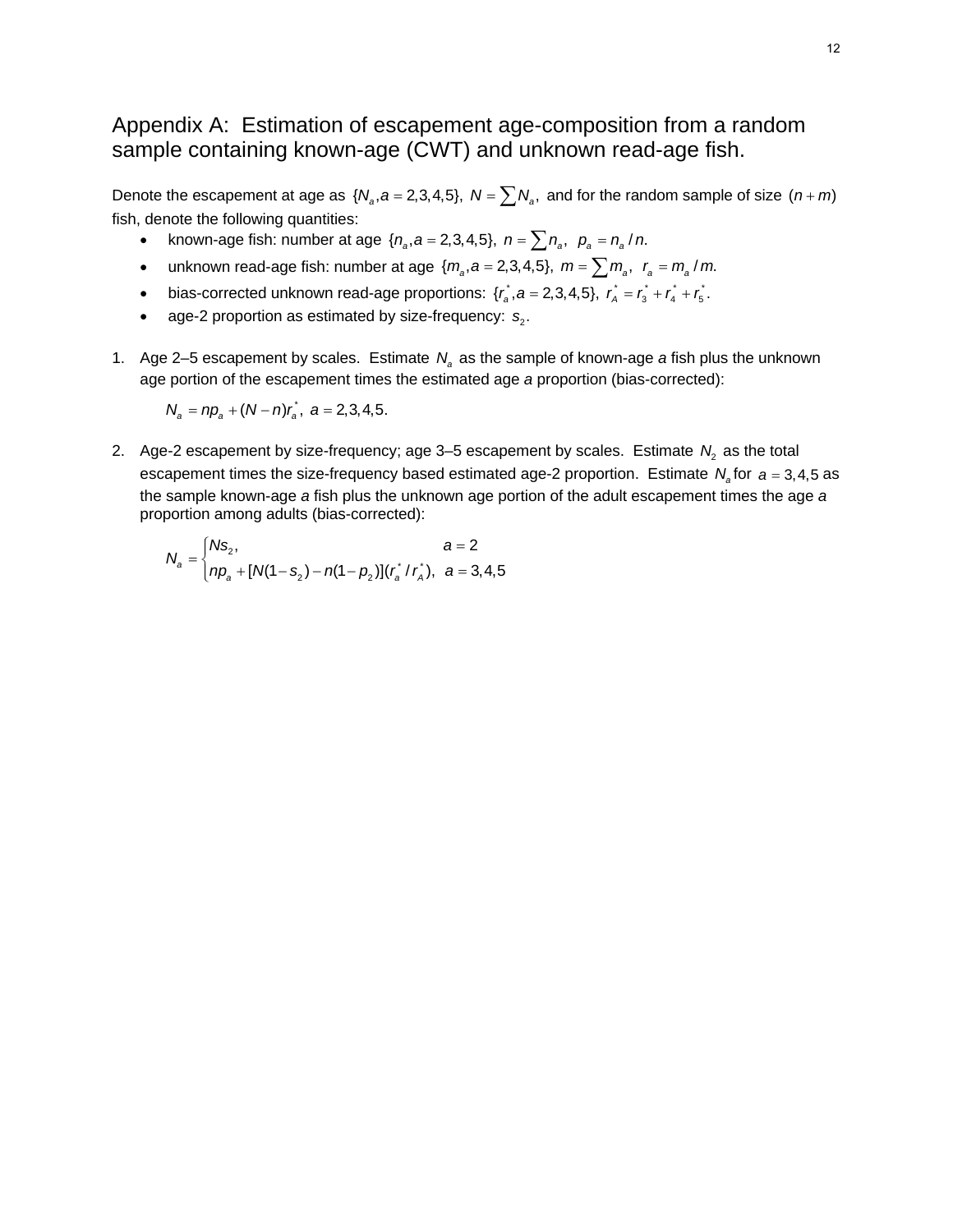# Appendix A: Estimation of escapement age-composition from a random sample containing known-age (CWT) and unknown read-age fish.

Denote the escapement at age as $\{N_a, a = 2,3,4,5\}$, $N = \sum N_a$, and for the random sample of size $(n+m)$ fish, denote the following quantities:

- known-age fish: number at age $\{n_a, a = 2,3,4,5\}$, $n = \sum n_a$, $p_a = n_a / n$.
- unknown read-age fish: number at age $\{m_a, a = 2,3,4,5\}$, $m = \sum m_a$, $r_a = m_a / m$.
- bias-corrected unknown read-age proportions: $\{r_a^*, a = 2,3,4,5\}$, $r_A^* = r_3^* + r_4^* + r_5^*$.
- age-2 proportion as estimated by size-frequency: $s_2$.

1. Age 2–5 escapement by scales. Estimate $N_a$ as the sample of known-age *a* fish plus the unknown age portion of the escapement times the estimated age *a* proportion (bias-corrected):

$$N_a = np_a + (N - n)r_a^*, \; a = 2,3,4,5.$$

2. Age-2 escapement by size-frequency; age 3–5 escapement by scales. Estimate $N_2$ as the total escapement times the size-frequency based estimated age-2 proportion. Estimate $N_a$ for $a = 3,4,5$ as the sample known-age *a* fish plus the unknown age portion of the adult escapement times the age *a* proportion among adults (bias-corrected):

$$N_a = \begin{cases} Ns_2, & a = 2 \\ np_a + [N(1-s_2) - n(1-p_2)](r_a^* / r_A^*), & a = 3,4,5 \end{cases}$$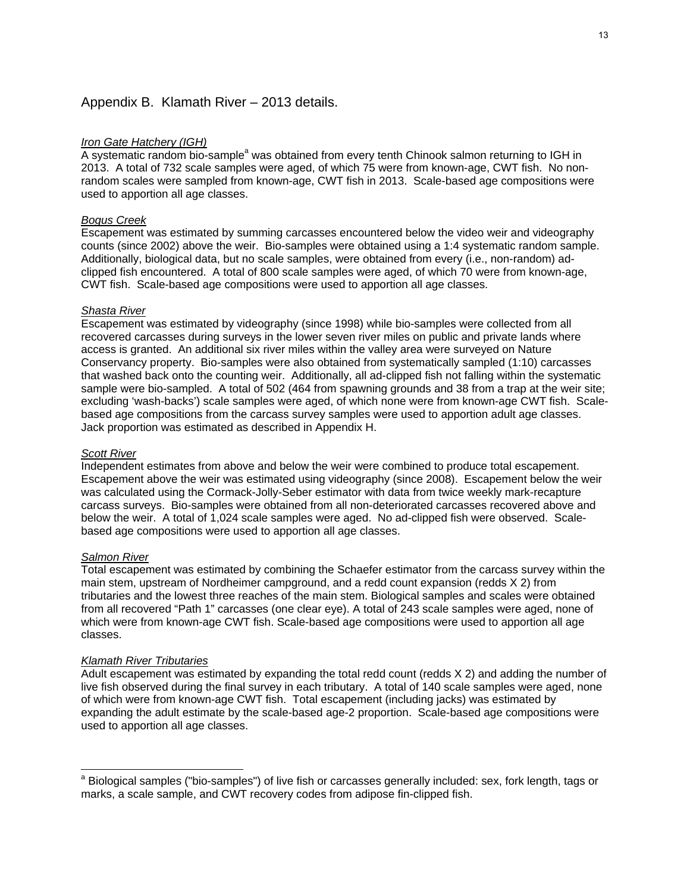## Appendix B. Klamath River – 2013 details.

*Iron Gate Hatchery (IGH)*
A systematic random bio-sample[a] was obtained from every tenth Chinook salmon returning to IGH in 2013. A total of 732 scale samples were aged, of which 75 were from known-age, CWT fish. No non-random scales were sampled from known-age, CWT fish in 2013. Scale-based age compositions were used to apportion all age classes.

*Bogus Creek*
Escapement was estimated by summing carcasses encountered below the video weir and videography counts (since 2002) above the weir. Bio-samples were obtained using a 1:4 systematic random sample. Additionally, biological data, but no scale samples, were obtained from every (i.e., non-random) ad-clipped fish encountered. A total of 800 scale samples were aged, of which 70 were from known-age, CWT fish. Scale-based age compositions were used to apportion all age classes.

*Shasta River*
Escapement was estimated by videography (since 1998) while bio-samples were collected from all recovered carcasses during surveys in the lower seven river miles on public and private lands where access is granted. An additional six river miles within the valley area were surveyed on Nature Conservancy property. Bio-samples were also obtained from systematically sampled (1:10) carcasses that washed back onto the counting weir. Additionally, all ad-clipped fish not falling within the systematic sample were bio-sampled. A total of 502 (464 from spawning grounds and 38 from a trap at the weir site; excluding 'wash-backs') scale samples were aged, of which none were from known-age CWT fish. Scale-based age compositions from the carcass survey samples were used to apportion adult age classes. Jack proportion was estimated as described in Appendix H.

*Scott River*
Independent estimates from above and below the weir were combined to produce total escapement. Escapement above the weir was estimated using videography (since 2008). Escapement below the weir was calculated using the Cormack-Jolly-Seber estimator with data from twice weekly mark-recapture carcass surveys. Bio-samples were obtained from all non-deteriorated carcasses recovered above and below the weir. A total of 1,024 scale samples were aged. No ad-clipped fish were observed. Scale-based age compositions were used to apportion all age classes.

*Salmon River*
Total escapement was estimated by combining the Schaefer estimator from the carcass survey within the main stem, upstream of Nordheimer campground, and a redd count expansion (redds X 2) from tributaries and the lowest three reaches of the main stem. Biological samples and scales were obtained from all recovered "Path 1" carcasses (one clear eye). A total of 243 scale samples were aged, none of which were from known-age CWT fish. Scale-based age compositions were used to apportion all age classes.

*Klamath River Tributaries*
Adult escapement was estimated by expanding the total redd count (redds X 2) and adding the number of live fish observed during the final survey in each tributary. A total of 140 scale samples were aged, none of which were from known-age CWT fish. Total escapement (including jacks) was estimated by expanding the adult estimate by the scale-based age-2 proportion. Scale-based age compositions were used to apportion all age classes.

---

[a] Biological samples ("bio-samples") of live fish or carcasses generally included: sex, fork length, tags or marks, a scale sample, and CWT recovery codes from adipose fin-clipped fish.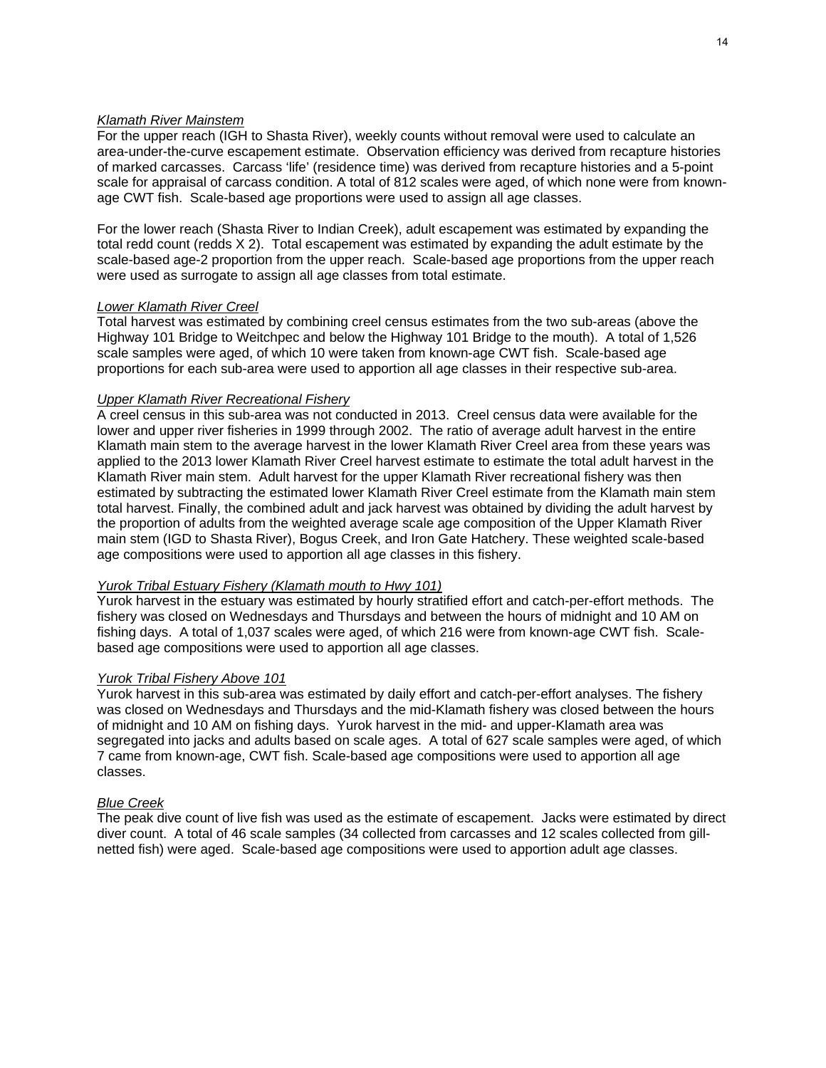*Klamath River Mainstem*

For the upper reach (IGH to Shasta River), weekly counts without removal were used to calculate an area-under-the-curve escapement estimate. Observation efficiency was derived from recapture histories of marked carcasses. Carcass 'life' (residence time) was derived from recapture histories and a 5-point scale for appraisal of carcass condition. A total of 812 scales were aged, of which none were from known-age CWT fish. Scale-based age proportions were used to assign all age classes.

For the lower reach (Shasta River to Indian Creek), adult escapement was estimated by expanding the total redd count (redds X 2). Total escapement was estimated by expanding the adult estimate by the scale-based age-2 proportion from the upper reach. Scale-based age proportions from the upper reach were used as surrogate to assign all age classes from total estimate.

*Lower Klamath River Creel*

Total harvest was estimated by combining creel census estimates from the two sub-areas (above the Highway 101 Bridge to Weitchpec and below the Highway 101 Bridge to the mouth). A total of 1,526 scale samples were aged, of which 10 were taken from known-age CWT fish. Scale-based age proportions for each sub-area were used to apportion all age classes in their respective sub-area.

*Upper Klamath River Recreational Fishery*

A creel census in this sub-area was not conducted in 2013. Creel census data were available for the lower and upper river fisheries in 1999 through 2002. The ratio of average adult harvest in the entire Klamath main stem to the average harvest in the lower Klamath River Creel area from these years was applied to the 2013 lower Klamath River Creel harvest estimate to estimate the total adult harvest in the Klamath River main stem. Adult harvest for the upper Klamath River recreational fishery was then estimated by subtracting the estimated lower Klamath River Creel estimate from the Klamath main stem total harvest. Finally, the combined adult and jack harvest was obtained by dividing the adult harvest by the proportion of adults from the weighted average scale age composition of the Upper Klamath River main stem (IGD to Shasta River), Bogus Creek, and Iron Gate Hatchery. These weighted scale-based age compositions were used to apportion all age classes in this fishery.

*Yurok Tribal Estuary Fishery (Klamath mouth to Hwy 101)*

Yurok harvest in the estuary was estimated by hourly stratified effort and catch-per-effort methods. The fishery was closed on Wednesdays and Thursdays and between the hours of midnight and 10 AM on fishing days. A total of 1,037 scales were aged, of which 216 were from known-age CWT fish. Scale-based age compositions were used to apportion all age classes.

*Yurok Tribal Fishery Above 101*

Yurok harvest in this sub-area was estimated by daily effort and catch-per-effort analyses. The fishery was closed on Wednesdays and Thursdays and the mid-Klamath fishery was closed between the hours of midnight and 10 AM on fishing days. Yurok harvest in the mid- and upper-Klamath area was segregated into jacks and adults based on scale ages. A total of 627 scale samples were aged, of which 7 came from known-age, CWT fish. Scale-based age compositions were used to apportion all age classes.

*Blue Creek*

The peak dive count of live fish was used as the estimate of escapement. Jacks were estimated by direct diver count. A total of 46 scale samples (34 collected from carcasses and 12 scales collected from gill-netted fish) were aged. Scale-based age compositions were used to apportion adult age classes.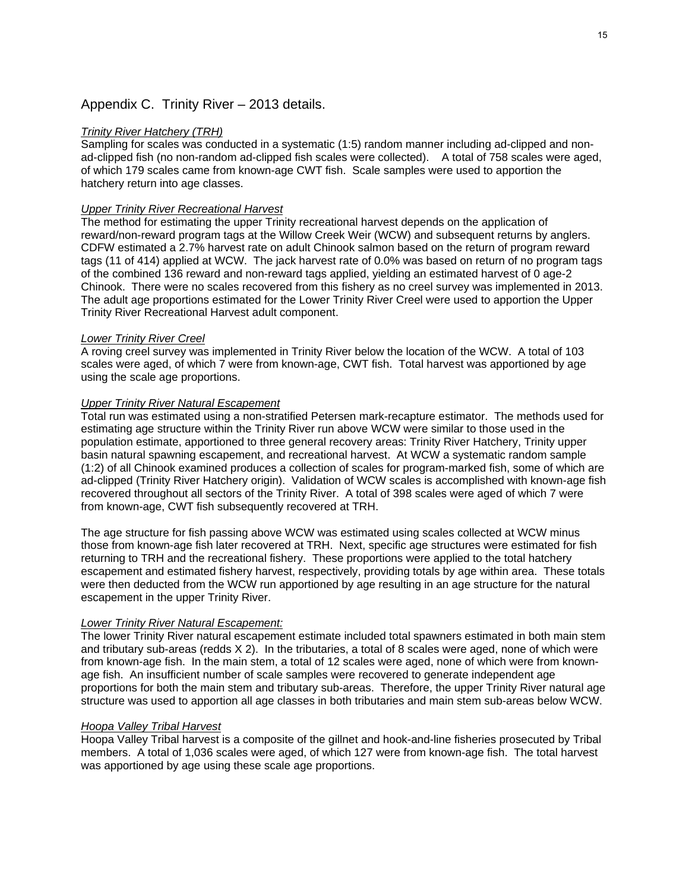## Appendix C. Trinity River – 2013 details.

*Trinity River Hatchery (TRH)*

Sampling for scales was conducted in a systematic (1:5) random manner including ad-clipped and non-ad-clipped fish (no non-random ad-clipped fish scales were collected). A total of 758 scales were aged, of which 179 scales came from known-age CWT fish. Scale samples were used to apportion the hatchery return into age classes.

*Upper Trinity River Recreational Harvest*

The method for estimating the upper Trinity recreational harvest depends on the application of reward/non-reward program tags at the Willow Creek Weir (WCW) and subsequent returns by anglers. CDFW estimated a 2.7% harvest rate on adult Chinook salmon based on the return of program reward tags (11 of 414) applied at WCW. The jack harvest rate of 0.0% was based on return of no program tags of the combined 136 reward and non-reward tags applied, yielding an estimated harvest of 0 age-2 Chinook. There were no scales recovered from this fishery as no creel survey was implemented in 2013. The adult age proportions estimated for the Lower Trinity River Creel were used to apportion the Upper Trinity River Recreational Harvest adult component.

*Lower Trinity River Creel*

A roving creel survey was implemented in Trinity River below the location of the WCW. A total of 103 scales were aged, of which 7 were from known-age, CWT fish. Total harvest was apportioned by age using the scale age proportions.

*Upper Trinity River Natural Escapement*

Total run was estimated using a non-stratified Petersen mark-recapture estimator. The methods used for estimating age structure within the Trinity River run above WCW were similar to those used in the population estimate, apportioned to three general recovery areas: Trinity River Hatchery, Trinity upper basin natural spawning escapement, and recreational harvest. At WCW a systematic random sample (1:2) of all Chinook examined produces a collection of scales for program-marked fish, some of which are ad-clipped (Trinity River Hatchery origin). Validation of WCW scales is accomplished with known-age fish recovered throughout all sectors of the Trinity River. A total of 398 scales were aged of which 7 were from known-age, CWT fish subsequently recovered at TRH.

The age structure for fish passing above WCW was estimated using scales collected at WCW minus those from known-age fish later recovered at TRH. Next, specific age structures were estimated for fish returning to TRH and the recreational fishery. These proportions were applied to the total hatchery escapement and estimated fishery harvest, respectively, providing totals by age within area. These totals were then deducted from the WCW run apportioned by age resulting in an age structure for the natural escapement in the upper Trinity River.

*Lower Trinity River Natural Escapement:*

The lower Trinity River natural escapement estimate included total spawners estimated in both main stem and tributary sub-areas (redds X 2). In the tributaries, a total of 8 scales were aged, none of which were from known-age fish. In the main stem, a total of 12 scales were aged, none of which were from known-age fish. An insufficient number of scale samples were recovered to generate independent age proportions for both the main stem and tributary sub-areas. Therefore, the upper Trinity River natural age structure was used to apportion all age classes in both tributaries and main stem sub-areas below WCW.

*Hoopa Valley Tribal Harvest*

Hoopa Valley Tribal harvest is a composite of the gillnet and hook-and-line fisheries prosecuted by Tribal members. A total of 1,036 scales were aged, of which 127 were from known-age fish. The total harvest was apportioned by age using these scale age proportions.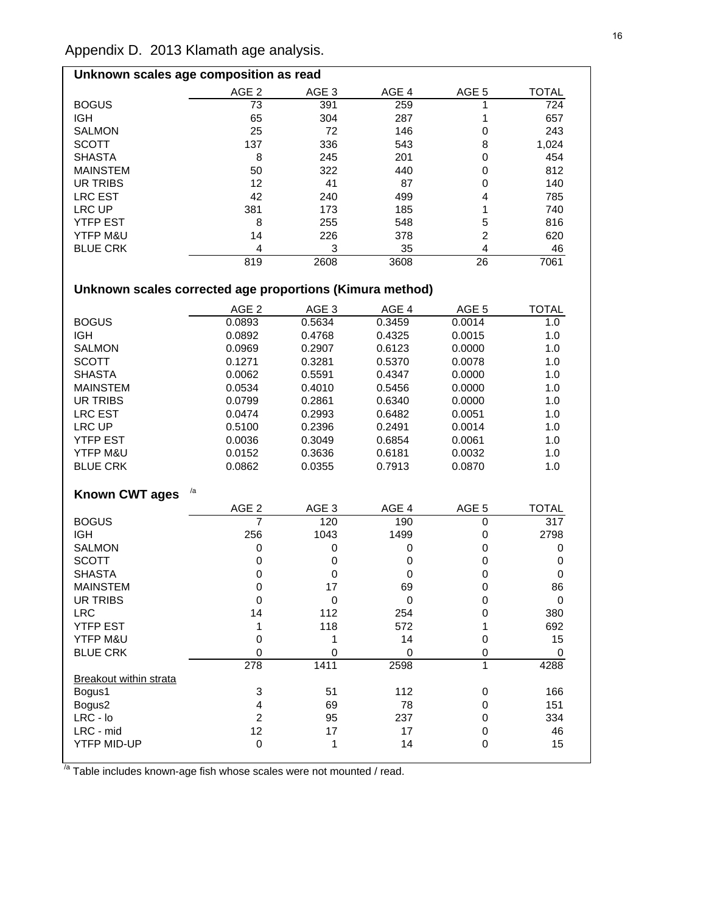# Appendix D. 2013 Klamath age analysis.

## Unknown scales age composition as read

| | AGE 2 | AGE 3 | AGE 4 | AGE 5 | TOTAL |
|---|---|---|---|---|---|
| BOGUS | 73 | 391 | 259 | 1 | 724 |
| IGH | 65 | 304 | 287 | 1 | 657 |
| SALMON | 25 | 72 | 146 | 0 | 243 |
| SCOTT | 137 | 336 | 543 | 8 | 1,024 |
| SHASTA | 8 | 245 | 201 | 0 | 454 |
| MAINSTEM | 50 | 322 | 440 | 0 | 812 |
| UR TRIBS | 12 | 41 | 87 | 0 | 140 |
| LRC EST | 42 | 240 | 499 | 4 | 785 |
| LRC UP | 381 | 173 | 185 | 1 | 740 |
| YTFP EST | 8 | 255 | 548 | 5 | 816 |
| YTFP M&U | 14 | 226 | 378 | 2 | 620 |
| BLUE CRK | 4 | 3 | 35 | 4 | 46 |
| | 819 | 2608 | 3608 | 26 | 7061 |

## Unknown scales corrected age proportions (Kimura method)

| | AGE 2 | AGE 3 | AGE 4 | AGE 5 | TOTAL |
|---|---|---|---|---|---|
| BOGUS | 0.0893 | 0.5634 | 0.3459 | 0.0014 | 1.0 |
| IGH | 0.0892 | 0.4768 | 0.4325 | 0.0015 | 1.0 |
| SALMON | 0.0969 | 0.2907 | 0.6123 | 0.0000 | 1.0 |
| SCOTT | 0.1271 | 0.3281 | 0.5370 | 0.0078 | 1.0 |
| SHASTA | 0.0062 | 0.5591 | 0.4347 | 0.0000 | 1.0 |
| MAINSTEM | 0.0534 | 0.4010 | 0.5456 | 0.0000 | 1.0 |
| UR TRIBS | 0.0799 | 0.2861 | 0.6340 | 0.0000 | 1.0 |
| LRC EST | 0.0474 | 0.2993 | 0.6482 | 0.0051 | 1.0 |
| LRC UP | 0.5100 | 0.2396 | 0.2491 | 0.0014 | 1.0 |
| YTFP EST | 0.0036 | 0.3049 | 0.6854 | 0.0061 | 1.0 |
| YTFP M&U | 0.0152 | 0.3636 | 0.6181 | 0.0032 | 1.0 |
| BLUE CRK | 0.0862 | 0.0355 | 0.7913 | 0.0870 | 1.0 |

## Known CWT ages [/a]

| | AGE 2 | AGE 3 | AGE 4 | AGE 5 | TOTAL |
|---|---|---|---|---|---|
| BOGUS | 7 | 120 | 190 | 0 | 317 |
| IGH | 256 | 1043 | 1499 | 0 | 2798 |
| SALMON | 0 | 0 | 0 | 0 | 0 |
| SCOTT | 0 | 0 | 0 | 0 | 0 |
| SHASTA | 0 | 0 | 0 | 0 | 0 |
| MAINSTEM | 0 | 17 | 69 | 0 | 86 |
| UR TRIBS | 0 | 0 | 0 | 0 | 0 |
| LRC | 14 | 112 | 254 | 0 | 380 |
| YTFP EST | 1 | 118 | 572 | 1 | 692 |
| YTFP M&U | 0 | 1 | 14 | 0 | 15 |
| BLUE CRK | 0 | 0 | 0 | 0 | 0 |
| | 278 | 1411 | 2598 | 1 | 4288 |
| Breakout within strata | | | | | |
| Bogus1 | 3 | 51 | 112 | 0 | 166 |
| Bogus2 | 4 | 69 | 78 | 0 | 151 |
| LRC - lo | 2 | 95 | 237 | 0 | 334 |
| LRC - mid | 12 | 17 | 17 | 0 | 46 |
| YTFP MID-UP | 0 | 1 | 14 | 0 | 15 |

[/a] Table includes known-age fish whose scales were not mounted / read.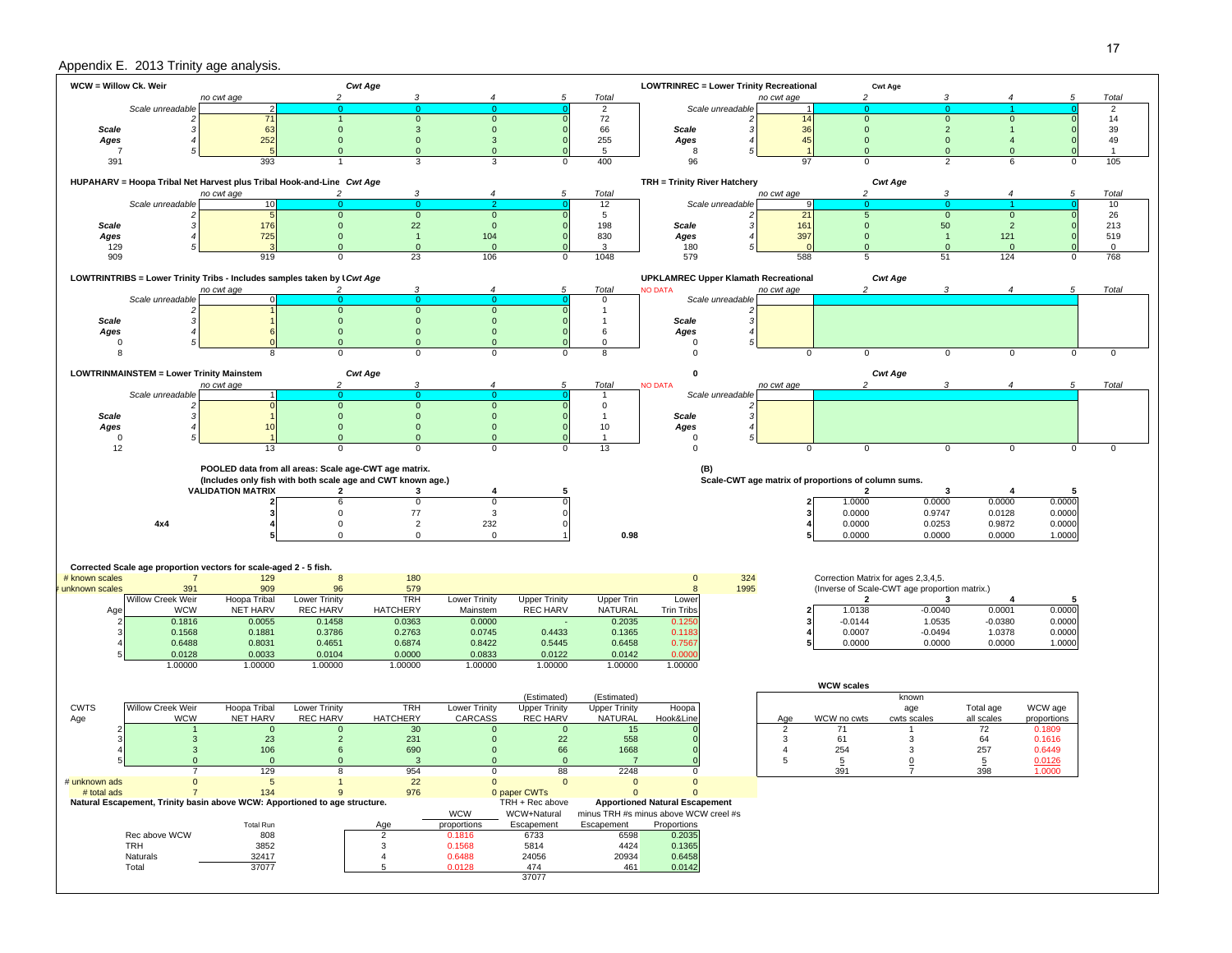## Appendix E. 2013 Trinity age analysis.

**WCW = Willow Ck. Weir**

| | | no cwt age | Cwt Age 2 | 3 | 4 | 5 | Total |
|---|---|---|---|---|---|---|---|
| | Scale unreadable | 2 | 0 | 0 | 0 | 0 | 2 |
| | 2 | 71 | 1 | 0 | 0 | 0 | 72 |
| Scale | 3 | 63 | 0 | 3 | 0 | 0 | 66 |
| Ages | 4 | 252 | 0 | 0 | 3 | 0 | 255 |
| 7 | 5 | 5 | 0 | 0 | 0 | 0 | 5 |
| 391 | | 393 | 1 | 3 | 3 | 0 | 400 |

**LOWTRINREC = Lower Trinity Recreational**

| | | no cwt age | Cwt Age 2 | 3 | 4 | 5 | Total |
|---|---|---|---|---|---|---|---|
| | Scale unreadable | 1 | 0 | 0 | 1 | 0 | 2 |
| | 2 | 14 | 0 | 0 | 0 | 0 | 14 |
| Scale | 3 | 36 | 0 | 2 | 1 | 0 | 39 |
| Ages | 4 | 45 | 0 | 0 | 4 | 0 | 49 |
| 8 | 5 | 1 | 0 | 0 | 0 | 0 | 1 |
| 96 | | 97 | 0 | 2 | 6 | 0 | 105 |

**HUPAHARV = Hoopa Tribal Net Harvest plus Tribal Hook-and-Line**

| | | no cwt age | Cwt Age 2 | 3 | 4 | 5 | Total |
|---|---|---|---|---|---|---|---|
| | Scale unreadable | 10 | 0 | 0 | 2 | 0 | 12 |
| | 2 | 5 | 0 | 0 | 0 | 0 | 5 |
| Scale | 3 | 176 | 0 | 22 | 0 | 0 | 198 |
| Ages | 4 | 725 | 0 | 1 | 104 | 0 | 830 |
| 129 | 5 | 3 | 0 | 0 | 0 | 0 | 3 |
| 909 | | 919 | 0 | 23 | 106 | 0 | 1048 |

**TRH = Trinity River Hatchery**

| | | no cwt age | Cwt Age 2 | 3 | 4 | 5 | Total |
|---|---|---|---|---|---|---|---|
| | Scale unreadable | 9 | 0 | 0 | 1 | 0 | 10 |
| | 2 | 21 | 5 | 0 | 0 | 0 | 26 |
| Scale | 3 | 161 | 0 | 50 | 2 | 0 | 213 |
| Ages | 4 | 397 | 0 | 1 | 121 | 0 | 519 |
| 180 | 5 | 0 | 0 | 0 | 0 | 0 | 0 |
| 579 | | 588 | 5 | 51 | 124 | 0 | 768 |

**LOWTRINTRIBS = Lower Trinity Tribs - Includes samples taken by ...**

| | | no cwt age | Cwt Age 2 | 3 | 4 | 5 | Total |
|---|---|---|---|---|---|---|---|
| | Scale unreadable | 0 | 0 | 0 | 0 | 0 | 0 |
| | 2 | 1 | 0 | 0 | 0 | 0 | 1 |
| Scale | 3 | 1 | 0 | 0 | 0 | 0 | 1 |
| Ages | 4 | 6 | 0 | 0 | 0 | 0 | 6 |
| 0 | 5 | 0 | 0 | 0 | 0 | 0 | 0 |
| 8 | | 8 | 0 | 0 | 0 | 0 | 8 |

**UPKLAMREC Upper Klamath Recreational** — NO DATA

| | | no cwt age | Cwt Age 2 | 3 | 4 | 5 | Total |
|---|---|---|---|---|---|---|---|
| | Scale unreadable | | | | | | |
| | 2 | | | | | | |
| Scale | 3 | | | | | | |
| Ages | 4 | | | | | | |
| 0 | 5 | | | | | | |
| 0 | | 0 | 0 | 0 | 0 | 0 | 0 |

**LOWTRINMAINSTEM = Lower Trinity Mainstem**

| | | no cwt age | Cwt Age 2 | 3 | 4 | 5 | Total |
|---|---|---|---|---|---|---|---|
| | Scale unreadable | 1 | 0 | 0 | 0 | 0 | 1 |
| | 2 | 0 | 0 | 0 | 0 | 0 | 0 |
| Scale | 3 | 1 | 0 | 0 | 0 | 0 | 1 |
| Ages | 4 | 10 | 0 | 0 | 0 | 0 | 10 |
| 0 | 5 | 1 | 0 | 0 | 0 | 0 | 1 |
| 12 | | 13 | 0 | 0 | 0 | 0 | 13 |

**0** — NO DATA

| | | no cwt age | Cwt Age 2 | 3 | 4 | 5 | Total |
|---|---|---|---|---|---|---|---|
| | Scale unreadable | | | | | | |
| | 2 | | | | | | |
| Scale | 3 | | | | | | |
| Ages | 4 | | | | | | |
| 0 | 5 | | | | | | |
| 0 | | 0 | 0 | 0 | 0 | 0 | 0 |

**POOLED data from all areas: Scale age-CWT age matrix.**
**(Includes only fish with both scale age and CWT known age.)**

| 4x4 | VALIDATION MATRIX | 2 | 3 | 4 | 5 |
|---|---|---|---|---|---|
| | 2 | 6 | 0 | 0 | 0 |
| | 3 | 0 | 77 | 3 | 0 |
| | 4 | 0 | 2 | 232 | 0 |
| | 5 | 0 | 0 | 0 | 1 |

0.98

**(B)**
**Scale-CWT age matrix of proportions of column sums.**

| | 2 | 3 | 4 | 5 |
|---|---|---|---|---|
| 2 | 1.0000 | 0.0000 | 0.0000 | 0.0000 |
| 3 | 0.0000 | 0.9747 | 0.0128 | 0.0000 |
| 4 | 0.0000 | 0.0253 | 0.9872 | 0.0000 |
| 5 | 0.0000 | 0.0000 | 0.0000 | 1.0000 |

**Corrected Scale age proportion vectors for scale-aged 2 - 5 fish.**

| | Willow Creek Weir | Hoopa Tribal | Lower Trinity | TRH | Lower Trinity | Upper Trinity | Upper Trin | Lower | |
|---|---|---|---|---|---|---|---|---|---|
| # known scales | 7 | 129 | 8 | 180 | | | | 0 | 324 |
| # unknown scales | 391 | 909 | 96 | 579 | | | | 8 | 1995 |
| Age | WCW | NET HARV | REC HARV | HATCHERY | Mainstem | REC HARV | NATURAL | Trin Tribs | |
| 2 | 0.1816 | 0.0055 | 0.1458 | 0.0363 | 0.0000 | - | 0.2035 | 0.1250 | |
| 3 | 0.1568 | 0.1881 | 0.3786 | 0.2763 | 0.0745 | 0.4433 | 0.1365 | 0.1183 | |
| 4 | 0.6488 | 0.8031 | 0.4651 | 0.6874 | 0.8422 | 0.5445 | 0.6458 | 0.7567 | |
| 5 | 0.0128 | 0.0033 | 0.0104 | 0.0000 | 0.0833 | 0.0122 | 0.0142 | 0.0000 | |
| | 1.00000 | 1.00000 | 1.00000 | 1.00000 | 1.00000 | 1.00000 | 1.00000 | 1.00000 | |

**Correction Matrix for ages 2,3,4,5.**
**(Inverse of Scale-CWT age proportion matrix.)**

| | 2 | 3 | 4 | 5 |
|---|---|---|---|---|
| 2 | 1.0138 | -0.0040 | 0.0001 | 0.0000 |
| 3 | -0.0144 | 1.0535 | -0.0380 | 0.0000 |
| 4 | 0.0007 | -0.0494 | 1.0378 | 0.0000 |
| 5 | 0.0000 | 0.0000 | 0.0000 | 1.0000 |

| CWTS Age | Willow Creek Weir WCW | Hoopa Tribal NET HARV | Lower Trinity REC HARV | TRH HATCHERY | Lower Trinity CARCASS | (Estimated) Upper Trinity REC HARV | (Estimated) Upper Trinity NATURAL | Hoopa Hook&Line |
|---|---|---|---|---|---|---|---|---|
| 2 | 1 | 0 | 0 | 30 | 0 | 0 | 15 | 0 |
| 3 | 3 | 23 | 2 | 231 | 0 | 22 | 558 | 0 |
| 4 | 3 | 106 | 6 | 690 | 0 | 66 | 1668 | 0 |
| 5 | 0 | 0 | 0 | 3 | 0 | 0 | 7 | 0 |
| | 7 | 129 | 8 | 954 | 0 | 88 | 2248 | 0 |
| # unknown ads | 0 | 5 | 1 | 22 | 0 | 0 | 0 | 0 |
| # total ads | 7 | 134 | 9 | 976 | 0 paper CWTs | | 0 | 0 |

**WCW scales**

| Age | WCW no cwts | known age cwts scales | Total age all scales | WCW age proportions |
|---|---|---|---|---|
| 2 | 71 | 1 | 72 | 0.1809 |
| 3 | 61 | 3 | 64 | 0.1616 |
| 4 | 254 | 3 | 257 | 0.6449 |
| 5 | 5 | 0 | 5 | 0.0126 |
| | 391 | 7 | 398 | 1.0000 |

**Natural Escapement, Trinity basin above WCW: Apportioned to age structure.**

| | Total Run |
|---|---|
| Rec above WCW | 808 |
| TRH | 3852 |
| Naturals | 32417 |
| Total | 37077 |

| Age | WCW proportions | TRH + Rec above WCW+Natural Escapement | Apportioned Natural Escapement minus TRH #s minus above WCW creel #s Escapement | Proportions |
|---|---|---|---|---|
| 2 | 0.1816 | 6733 | 6598 | 0.2035 |
| 3 | 0.1568 | 5814 | 4424 | 0.1365 |
| 4 | 0.6488 | 24056 | 20934 | 0.6458 |
| 5 | 0.0128 | 474 | 461 | 0.0142 |
| | | 37077 | | |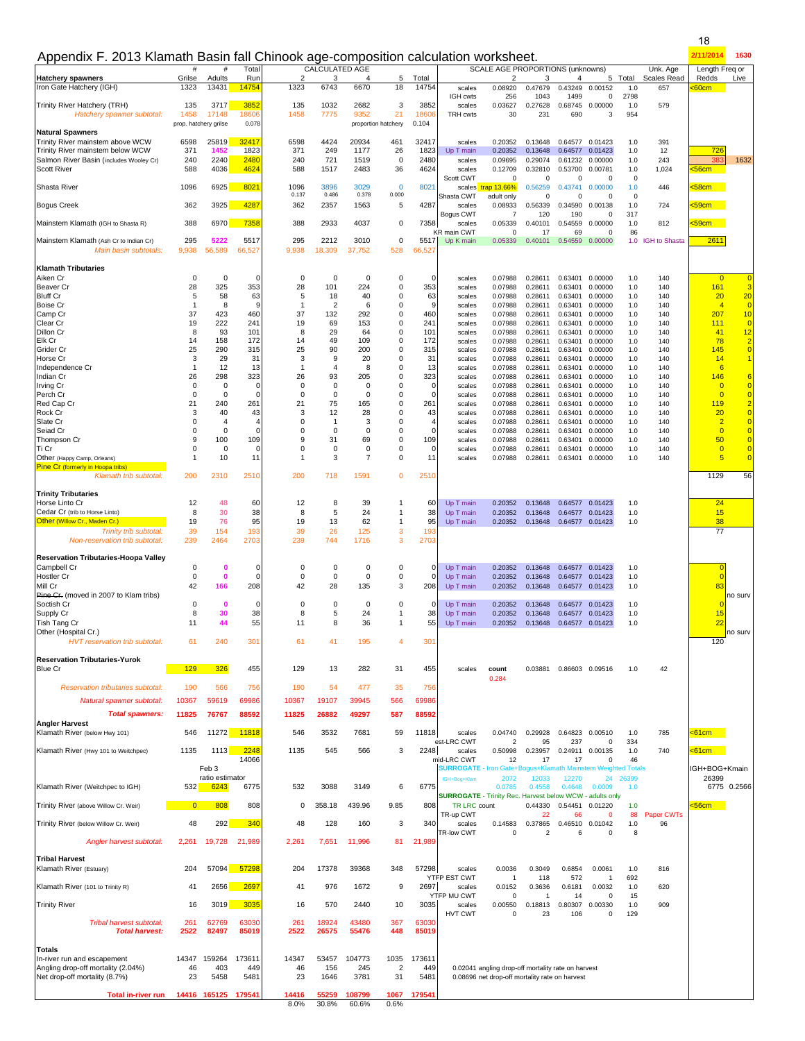# Appendix F. 2013 Klamath Basin fall Chinook age-composition calculation worksheet.

2/11/2014 1630

| | # Grilse | # Adults | Total Run | CALCULATED AGE 2 | 3 | 4 | 5 | Total | | SCALE AGE PROPORTIONS (unknowns) 2 | 3 | 4 | 5 | Total | Unk. Age Scales Read | Length Freq or Redds | Live |
|---|---|---|---|---|---|---|---|---|---|---|---|---|---|---|---|---|---|
| **Hatchery spawners** | | | | | | | | | | | | | | | | | |
| Iron Gate Hatchery (IGH) | 1323 | 13431 | 14754 | 1323 | 6743 | 6670 | 18 | 14754 | scales | 0.08920 | 0.47679 | 0.43249 | 0.00152 | 1.0 | 657 | <60cm | |
| | | | | | | | | | IGH cwts | 256 | 1043 | 1499 | 0 | 2798 | | | |
| Trinity River Hatchery (TRH) | 135 | 3717 | 3852 | 135 | 1032 | 2682 | 3 | 3852 | scales | 0.03627 | 0.27628 | 0.68745 | 0.00000 | 1.0 | 579 | | |
| *Hatchery spawner subtotal:* | 1458 | 17148 | 18606 | 1458 | 7775 | 9352 | 21 | 18606 | TRH cwts | 30 | 231 | 690 | 3 | 954 | | | |
| | prop. hatchery grilse | | 0.078 | | | proportion hatchery | | 0.104 | | | | | | | | | |
| **Natural Spawners** | | | | | | | | | | | | | | | | | |
| Trinity River mainstem above WCW | 6598 | 25819 | 32417 | 6598 | 4424 | 20934 | 461 | 32417 | scales | 0.20352 | 0.13648 | 0.64577 | 0.01423 | 1.0 | 391 | | |
| Trinity River mainstem below WCW | 371 | 1452 | 1823 | 371 | 249 | 1177 | 26 | 1823 | Up T main | 0.20352 | 0.13648 | 0.64577 | 0.01423 | 1.0 | 12 | 726 | |
| Salmon River Basin (includes Wooley Cr) | 240 | 2240 | 2480 | 240 | 721 | 1519 | 0 | 2480 | scales | 0.09695 | 0.29074 | 0.61232 | 0.00000 | 1.0 | 243 | 383 | 1632 |
| Scott River | 588 | 4036 | 4624 | 588 | 1517 | 2483 | 36 | 4624 | scales | 0.12709 | 0.32810 | 0.53700 | 0.00781 | 1.0 | 1,024 | <56cm | |
| | | | | | | | | | Scott CWT | 0 | 0 | 0 | 0 | 0 | | | |
| Shasta River | 1096 | 6925 | 8021 | 1096 | 3896 | 3029 | 0 | 8021 | scales | trap 13.66% | 0.56259 | 0.43741 | 0.00000 | 1.0 | 446 | <58cm | |
| | | | | 0.137 | 0.486 | 0.378 | 0.000 | | Shasta CWT | adult only | 0 | 0 | 0 | 0 | | | |
| Bogus Creek | 362 | 3925 | 4287 | 362 | 2357 | 1563 | 5 | 4287 | scales | 0.08933 | 0.56339 | 0.34590 | 0.00138 | 1.0 | 724 | <59cm | |
| | | | | | | | | | Bogus CWT | 7 | 120 | 190 | 0 | 317 | | | |
| Mainstem Klamath (IGH to Shasta R) | 388 | 6970 | 7358 | 388 | 2933 | 4037 | 0 | 7358 | scales | 0.05339 | 0.40101 | 0.54559 | 0.00000 | 1.0 | 812 | <59cm | |
| | | | | | | | | | KR main CWT | 0 | 17 | 69 | 0 | 86 | | | |
| Mainstem Klamath (Ash Cr to Indian Cr) | 295 | 5222 | 5517 | 295 | 2212 | 3010 | 0 | 5517 | Up K main | 0.05339 | 0.40101 | 0.54559 | 0.00000 | 1.0 | IGH to Shasta | 2611 | |
| *Main basin subtotals:* | 9,938 | 56,589 | 66,527 | 9,938 | 18,309 | 37,752 | 528 | 66,527 | | | | | | | | | |
| **Klamath Tributaries** | | | | | | | | | | | | | | | | | |
| Aiken Cr | 0 | 0 | 0 | 0 | 0 | 0 | 0 | 0 | scales | 0.07988 | 0.28611 | 0.63401 | 0.00000 | 1.0 | 140 | 0 | 0 |
| Beaver Cr | 28 | 325 | 353 | 28 | 101 | 224 | 0 | 353 | scales | 0.07988 | 0.28611 | 0.63401 | 0.00000 | 1.0 | 140 | 161 | 3 |
| Bluff Cr | 5 | 58 | 63 | 5 | 18 | 40 | 0 | 63 | scales | 0.07988 | 0.28611 | 0.63401 | 0.00000 | 1.0 | 140 | 20 | 20 |
| Boise Cr | 1 | 8 | 9 | 1 | 2 | 6 | 0 | 9 | scales | 0.07988 | 0.28611 | 0.63401 | 0.00000 | 1.0 | 140 | 4 | 0 |
| Camp Cr | 37 | 423 | 460 | 37 | 132 | 292 | 0 | 460 | scales | 0.07988 | 0.28611 | 0.63401 | 0.00000 | 1.0 | 140 | 207 | 10 |
| Clear Cr | 19 | 222 | 241 | 19 | 69 | 153 | 0 | 241 | scales | 0.07988 | 0.28611 | 0.63401 | 0.00000 | 1.0 | 140 | 111 | 0 |
| Dillon Cr | 8 | 93 | 101 | 8 | 29 | 64 | 0 | 101 | scales | 0.07988 | 0.28611 | 0.63401 | 0.00000 | 1.0 | 140 | 41 | 12 |
| Elk Cr | 14 | 158 | 172 | 14 | 49 | 109 | 0 | 172 | scales | 0.07988 | 0.28611 | 0.63401 | 0.00000 | 1.0 | 140 | 78 | 2 |
| Grider Cr | 25 | 290 | 315 | 25 | 90 | 200 | 0 | 315 | scales | 0.07988 | 0.28611 | 0.63401 | 0.00000 | 1.0 | 140 | 145 | 0 |
| Horse Cr | 3 | 29 | 31 | 3 | 9 | 20 | 0 | 31 | scales | 0.07988 | 0.28611 | 0.63401 | 0.00000 | 1.0 | 140 | 14 | 1 |
| Independence Cr | 1 | 12 | 13 | 1 | 4 | 8 | 0 | 13 | scales | 0.07988 | 0.28611 | 0.63401 | 0.00000 | 1.0 | 140 | 6 | |
| Indian Cr | 26 | 298 | 323 | 26 | 93 | 205 | 0 | 323 | scales | 0.07988 | 0.28611 | 0.63401 | 0.00000 | 1.0 | 140 | 146 | 6 |
| Irving Cr | 0 | 0 | 0 | 0 | 0 | 0 | 0 | 0 | scales | 0.07988 | 0.28611 | 0.63401 | 0.00000 | 1.0 | 140 | 0 | 0 |
| Perch Cr | 0 | 0 | 0 | 0 | 0 | 0 | 0 | 0 | scales | 0.07988 | 0.28611 | 0.63401 | 0.00000 | 1.0 | 140 | 0 | 0 |
| Red Cap Cr | 21 | 240 | 261 | 21 | 75 | 165 | 0 | 261 | scales | 0.07988 | 0.28611 | 0.63401 | 0.00000 | 1.0 | 140 | 119 | 2 |
| Rock Cr | 3 | 40 | 43 | 3 | 12 | 28 | 0 | 43 | scales | 0.07988 | 0.28611 | 0.63401 | 0.00000 | 1.0 | 140 | 20 | 0 |
| Slate Cr | 0 | 4 | 4 | 0 | 1 | 3 | 0 | 4 | scales | 0.07988 | 0.28611 | 0.63401 | 0.00000 | 1.0 | 140 | 2 | 0 |
| Seiad Cr | 0 | 0 | 0 | 0 | 0 | 0 | 0 | 0 | scales | 0.07988 | 0.28611 | 0.63401 | 0.00000 | 1.0 | 140 | 0 | 0 |
| Thompson Cr | 9 | 100 | 109 | 9 | 31 | 69 | 0 | 109 | scales | 0.07988 | 0.28611 | 0.63401 | 0.00000 | 1.0 | 140 | 50 | 0 |
| Ti Cr | 0 | 0 | 0 | 0 | 0 | 0 | 0 | 0 | scales | 0.07988 | 0.28611 | 0.63401 | 0.00000 | 1.0 | 140 | 0 | 0 |
| Other (Happy Camp, Orleans) | 1 | 10 | 11 | 1 | 3 | 7 | 0 | 11 | scales | 0.07988 | 0.28611 | 0.63401 | 0.00000 | 1.0 | 140 | 5 | 0 |
| Pine Cr (formerly in Hoopa tribs) | | | | | | | | | | | | | | | | | |
| *Klamath trib subtotal:* | 200 | 2310 | 2510 | 200 | 718 | 1591 | 0 | 2510 | | | | | | | | 1129 | 56 |
| **Trinity Tributaries** | | | | | | | | | | | | | | | | | |
| Horse Linto Cr | 12 | 48 | 60 | 12 | 8 | 39 | 1 | 60 | Up T main | 0.20352 | 0.13648 | 0.64577 | 0.01423 | 1.0 | | 24 | |
| Cedar Cr (trib to Horse Linto) | 8 | 30 | 38 | 8 | 5 | 24 | 1 | 38 | Up T main | 0.20352 | 0.13648 | 0.64577 | 0.01423 | 1.0 | | 15 | |
| Other (Willow Cr., Maden Cr.) | 19 | 76 | 95 | 19 | 13 | 62 | 1 | 95 | Up T main | 0.20352 | 0.13648 | 0.64577 | 0.01423 | 1.0 | | 38 | |
| *Trinity trib subtotal:* | 39 | 154 | 193 | 39 | 26 | 125 | 3 | 193 | | | | | | | | 77 | |
| *Non-reservation trib subtotal:* | 239 | 2464 | 2703 | 239 | 744 | 1716 | 3 | 2703 | | | | | | | | | |
| **Reservation Tributaries-Hoopa Valley** | | | | | | | | | | | | | | | | | |
| Campbell Cr | 0 | 0 | 0 | 0 | 0 | 0 | 0 | 0 | Up T main | 0.20352 | 0.13648 | 0.64577 | 0.01423 | 1.0 | | 0 | |
| Hostler Cr | 0 | 0 | 0 | 0 | 0 | 0 | 0 | 0 | Up T main | 0.20352 | 0.13648 | 0.64577 | 0.01423 | 1.0 | | 0 | |
| Mill Cr | 42 | 166 | 208 | 42 | 28 | 135 | 3 | 208 | Up T main | 0.20352 | 0.13648 | 0.64577 | 0.01423 | 1.0 | | 83 | |
| ~~Pine Cr~~ (moved in 2007 to Klam tribs) | | | | | | | | | | | | | | | | | no surv |
| Soctish Cr | 0 | 0 | 0 | 0 | 0 | 0 | 0 | 0 | Up T main | 0.20352 | 0.13648 | 0.64577 | 0.01423 | 1.0 | | 0 | |
| Supply Cr | 8 | 30 | 38 | 8 | 5 | 24 | 1 | 38 | Up T main | 0.20352 | 0.13648 | 0.64577 | 0.01423 | 1.0 | | 15 | |
| Tish Tang Cr | 11 | 44 | 55 | 11 | 8 | 36 | 1 | 55 | Up T main | 0.20352 | 0.13648 | 0.64577 | 0.01423 | 1.0 | | 22 | |
| Other (Hospital Cr.) | | | | | | | | | | | | | | | | | no surv |
| *HVT reservation trib subtotal:* | 61 | 240 | 301 | 61 | 41 | 195 | 4 | 301 | | | | | | | | 120 | |
| **Reservation Tributaries-Yurok** | | | | | | | | | | | | | | | | | |
| Blue Cr | 129 | 326 | 455 | 129 | 13 | 282 | 31 | 455 | scales | count | 0.03881 | 0.86603 | 0.09516 | 1.0 | 42 | | |
| | | | | | | | | | | 0.284 | | | | | | | |
| *Reservation tributaries subtotal:* | 190 | 566 | 756 | 190 | 54 | 477 | 35 | 756 | | | | | | | | | |
| *Natural spawner subtotal:* | 10367 | 59619 | 69986 | 10367 | 19107 | 39945 | 566 | 69986 | | | | | | | | | |
| ***Total spawners:*** | 11825 | 76767 | 88592 | 11825 | 26882 | 49297 | 587 | 88592 | | | | | | | | | |
| **Angler Harvest** | | | | | | | | | | | | | | | | | |
| Klamath River (below Hwy 101) | 546 | 11272 | 11818 | 546 | 3532 | 7681 | 59 | 11818 | scales | 0.04740 | 0.29928 | 0.64823 | 0.00510 | 1.0 | 785 | <61cm | |
| | | | | | | | | | est-LRC CWT | 2 | 95 | 237 | 0 | 334 | | | |
| Klamath River (Hwy 101 to Weitchpec) | 1135 | 1113 | 2248 | 1135 | 545 | 566 | 3 | 2248 | scales | 0.50998 | 0.23957 | 0.24911 | 0.00135 | 1.0 | 740 | <61cm | |
| | | | 14066 | | | | | | mid-LRC CWT | 12 | 17 | 17 | 0 | 46 | | | |
| | | Feb 3 | | | | | | | SURROGATE - Iron Gate+Bogus+Klamath Mainstem Weighted Totals | | | | | | | IGH+BOG+Kmain | |
| | | ratio estimator | | | | | | | IGH+Bog+Klam | 2072 | 12033 | 12270 | 24 | 26399 | | 26399 | |
| Klamath River (Weitchpec to IGH) | 532 | 6243 | 6775 | 532 | 3088 | 3149 | 6 | 6775 | | 0.0785 | 0.4558 | 0.4648 | 0.0009 | 1.0 | | 6775 | 0.2566 |
| | | | | | | | | | SURROGATE - Trinity Rec. Harvest below WCW - adults only | | | | | | | | |
| Trinity River (above Willow Cr. Weir) | 0 | 808 | 808 | 0 | 358.18 | 439.96 | 9.85 | 808 | TR LRC | count | 0.44330 | 0.54451 | 0.01220 | 1.0 | | <56cm | |
| | | | | | | | | | TR-up CWT | | 22 | 66 | 0 | 88 | Paper CWTs | | |
| Trinity River (below Willow Cr. Weir) | 48 | 292 | 340 | 48 | 128 | 160 | 3 | 340 | scales | 0.14583 | 0.37865 | 0.46510 | 0.01042 | 1.0 | 96 | | |
| | | | | | | | | | TR-low CWT | 0 | 2 | 6 | 0 | 8 | | | |
| *Angler harvest subtotal:* | 2,261 | 19,728 | 21,989 | 2,261 | 7,651 | 11,996 | 81 | 21,989 | | | | | | | | | |
| **Tribal Harvest** | | | | | | | | | | | | | | | | | |
| Klamath River (Estuary) | 204 | 57094 | 57298 | 204 | 17378 | 39368 | 348 | 57298 | scales | 0.0036 | 0.3049 | 0.6854 | 0.0061 | 1.0 | 816 | | |
| | | | | | | | | | YTFP EST CWT | 1 | 118 | 572 | 1 | 692 | | | |
| Klamath River (101 to Trinity R) | 41 | 2656 | 2697 | 41 | 976 | 1672 | 9 | 2697 | scales | 0.0152 | 0.3636 | 0.6181 | 0.0032 | 1.0 | 620 | | |
| | | | | | | | | | YTFP MU CWT | 0 | 1 | 14 | 0 | 15 | | | |
| Trinity River | 16 | 3019 | 3035 | 16 | 570 | 2440 | 10 | 3035 | scales | 0.00550 | 0.18813 | 0.80307 | 0.00330 | 1.0 | 909 | | |
| | | | | | | | | | HVT CWT | 0 | 23 | 106 | 0 | 129 | | | |
| *Tribal harvest subtotal:* | 261 | 62769 | 63030 | 261 | 18924 | 43480 | 367 | 63030 | | | | | | | | | |
| ***Total harvest:*** | 2522 | 82497 | 85019 | 2522 | 26575 | 55476 | 448 | 85019 | | | | | | | | | |
| **Totals** | | | | | | | | | | | | | | | | | |
| In-river run and escapement | 14347 | 159264 | 173611 | 14347 | 53457 | 104773 | 1035 | 173611 | | | | | | | | | |
| Angling drop-off mortality (2.04%) | 46 | 403 | 449 | 46 | 156 | 245 | 2 | 449 | 0.02041 angling drop-off mortality rate on harvest | | | | | | | | |
| Net drop-off mortality (8.7%) | 23 | 5458 | 5481 | 23 | 1646 | 3781 | 31 | 5481 | 0.08696 net drop-off mortality rate on harvest | | | | | | | | |
| **Total in-river run** | 14416 | 165125 | 179541 | 14416 | 55259 | 108799 | 1067 | 179541 | | | | | | | | | |
| | | | | 8.0% | 30.8% | 60.6% | 0.6% | | | | | | | | | | |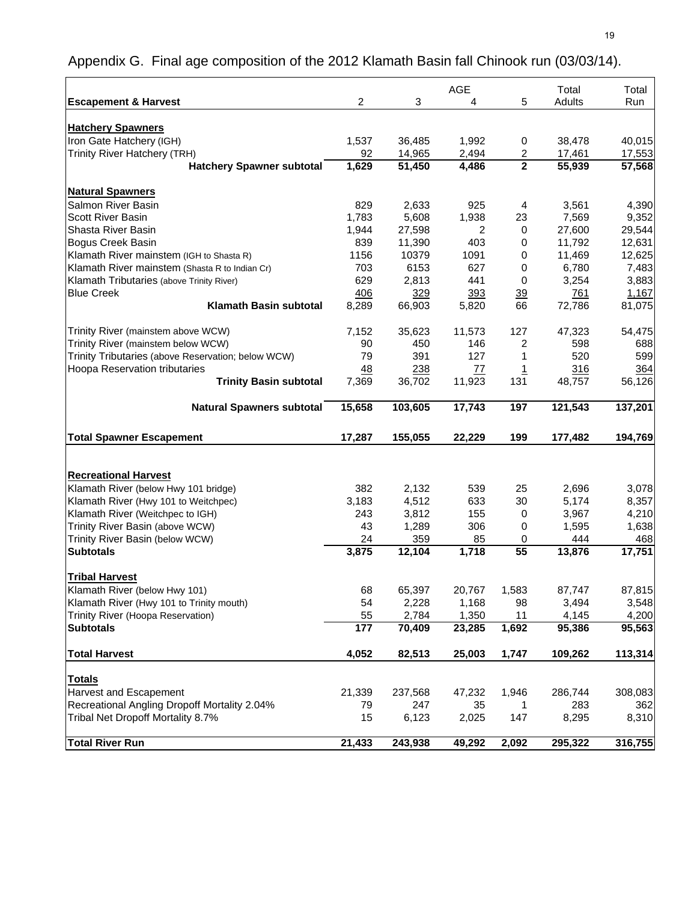# Appendix G. Final age composition of the 2012 Klamath Basin fall Chinook run (03/03/14).

| Escapement & Harvest | AGE 2 | 3 | 4 | 5 | Total Adults | Total Run |
|---|---|---|---|---|---|---|
| **Hatchery Spawners** | | | | | | |
| Iron Gate Hatchery (IGH) | 1,537 | 36,485 | 1,992 | 0 | 38,478 | 40,015 |
| Trinity River Hatchery (TRH) | 92 | 14,965 | 2,494 | 2 | 17,461 | 17,553 |
| **Hatchery Spawner subtotal** | **1,629** | **51,450** | **4,486** | **2** | **55,939** | **57,568** |
| **Natural Spawners** | | | | | | |
| Salmon River Basin | 829 | 2,633 | 925 | 4 | 3,561 | 4,390 |
| Scott River Basin | 1,783 | 5,608 | 1,938 | 23 | 7,569 | 9,352 |
| Shasta River Basin | 1,944 | 27,598 | 2 | 0 | 27,600 | 29,544 |
| Bogus Creek Basin | 839 | 11,390 | 403 | 0 | 11,792 | 12,631 |
| Klamath River mainstem (IGH to Shasta R) | 1156 | 10379 | 1091 | 0 | 11,469 | 12,625 |
| Klamath River mainstem (Shasta R to Indian Cr) | 703 | 6153 | 627 | 0 | 6,780 | 7,483 |
| Klamath Tributaries (above Trinity River) | 629 | 2,813 | 441 | 0 | 3,254 | 3,883 |
| Blue Creek | 406 | 329 | 393 | 39 | 761 | 1,167 |
| **Klamath Basin subtotal** | 8,289 | 66,903 | 5,820 | 66 | 72,786 | 81,075 |
| Trinity River (mainstem above WCW) | 7,152 | 35,623 | 11,573 | 127 | 47,323 | 54,475 |
| Trinity River (mainstem below WCW) | 90 | 450 | 146 | 2 | 598 | 688 |
| Trinity Tributaries (above Reservation; below WCW) | 79 | 391 | 127 | 1 | 520 | 599 |
| Hoopa Reservation tributaries | 48 | 238 | 77 | 1 | 316 | 364 |
| **Trinity Basin subtotal** | 7,369 | 36,702 | 11,923 | 131 | 48,757 | 56,126 |
| **Natural Spawners subtotal** | **15,658** | **103,605** | **17,743** | **197** | **121,543** | **137,201** |
| **Total Spawner Escapement** | **17,287** | **155,055** | **22,229** | **199** | **177,482** | **194,769** |
| **Recreational Harvest** | | | | | | |
| Klamath River (below Hwy 101 bridge) | 382 | 2,132 | 539 | 25 | 2,696 | 3,078 |
| Klamath River (Hwy 101 to Weitchpec) | 3,183 | 4,512 | 633 | 30 | 5,174 | 8,357 |
| Klamath River (Weitchpec to IGH) | 243 | 3,812 | 155 | 0 | 3,967 | 4,210 |
| Trinity River Basin (above WCW) | 43 | 1,289 | 306 | 0 | 1,595 | 1,638 |
| Trinity River Basin (below WCW) | 24 | 359 | 85 | 0 | 444 | 468 |
| **Subtotals** | **3,875** | **12,104** | **1,718** | **55** | **13,876** | **17,751** |
| **Tribal Harvest** | | | | | | |
| Klamath River (below Hwy 101) | 68 | 65,397 | 20,767 | 1,583 | 87,747 | 87,815 |
| Klamath River (Hwy 101 to Trinity mouth) | 54 | 2,228 | 1,168 | 98 | 3,494 | 3,548 |
| Trinity River (Hoopa Reservation) | 55 | 2,784 | 1,350 | 11 | 4,145 | 4,200 |
| **Subtotals** | **177** | **70,409** | **23,285** | **1,692** | **95,386** | **95,563** |
| **Total Harvest** | **4,052** | **82,513** | **25,003** | **1,747** | **109,262** | **113,314** |
| **Totals** | | | | | | |
| Harvest and Escapement | 21,339 | 237,568 | 47,232 | 1,946 | 286,744 | 308,083 |
| Recreational Angling Dropoff Mortality 2.04% | 79 | 247 | 35 | 1 | 283 | 362 |
| Tribal Net Dropoff Mortality 8.7% | 15 | 6,123 | 2,025 | 147 | 8,295 | 8,310 |
| **Total River Run** | **21,433** | **243,938** | **49,292** | **2,092** | **295,322** | **316,755** |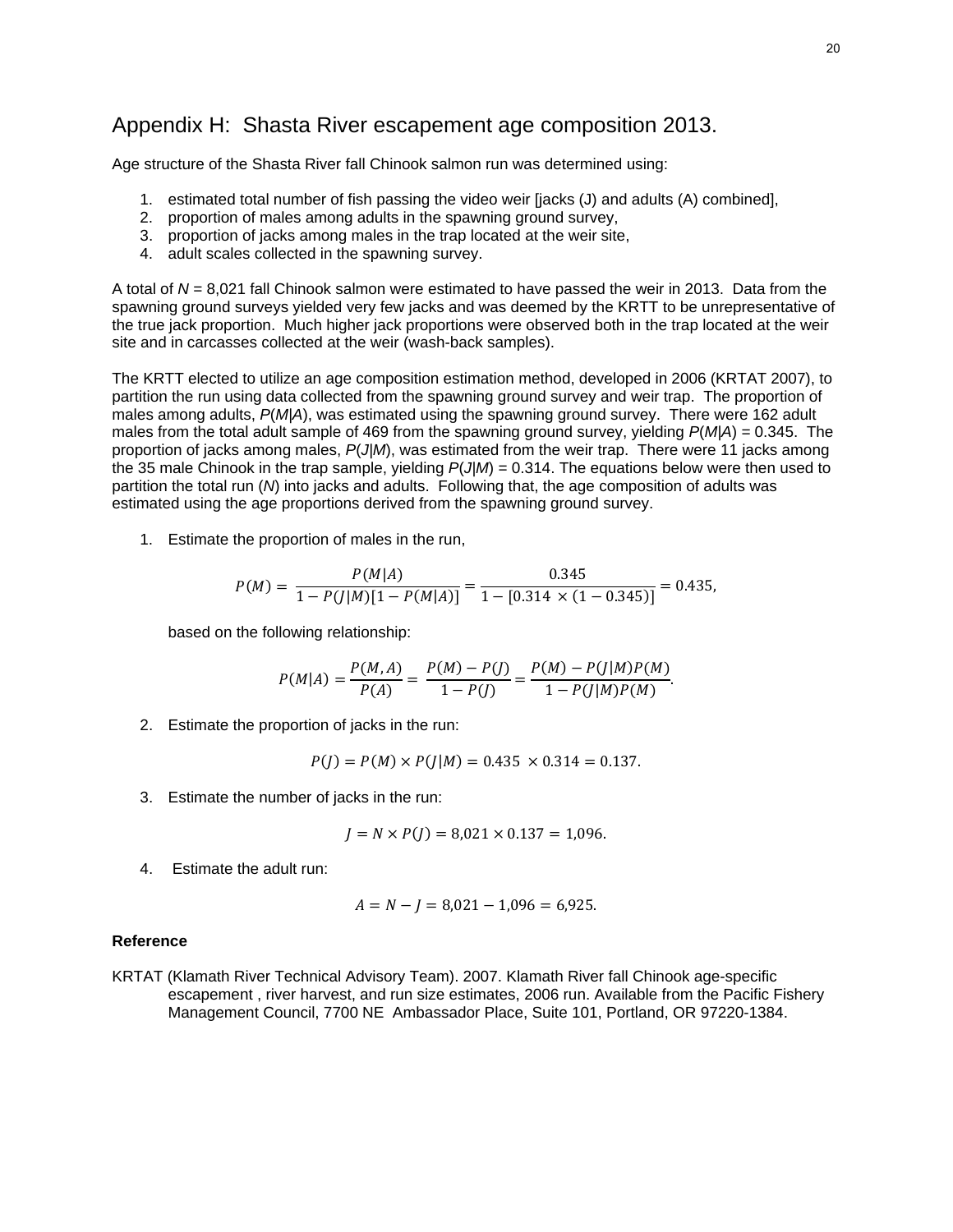# Appendix H: Shasta River escapement age composition 2013.

Age structure of the Shasta River fall Chinook salmon run was determined using:

1. estimated total number of fish passing the video weir [jacks (J) and adults (A) combined],
2. proportion of males among adults in the spawning ground survey,
3. proportion of jacks among males in the trap located at the weir site,
4. adult scales collected in the spawning survey.

A total of $N$ = 8,021 fall Chinook salmon were estimated to have passed the weir in 2013. Data from the spawning ground surveys yielded very few jacks and was deemed by the KRTT to be unrepresentative of the true jack proportion. Much higher jack proportions were observed both in the trap located at the weir site and in carcasses collected at the weir (wash-back samples).

The KRTT elected to utilize an age composition estimation method, developed in 2006 (KRTAT 2007), to partition the run using data collected from the spawning ground survey and weir trap. The proportion of males among adults, $P(M|A)$, was estimated using the spawning ground survey. There were 162 adult males from the total adult sample of 469 from the spawning ground survey, yielding $P(M|A)$ = 0.345. The proportion of jacks among males, $P(J|M)$, was estimated from the weir trap. There were 11 jacks among the 35 male Chinook in the trap sample, yielding $P(J|M)$ = 0.314. The equations below were then used to partition the total run ($N$) into jacks and adults. Following that, the age composition of adults was estimated using the age proportions derived from the spawning ground survey.

1. Estimate the proportion of males in the run,

$$P(M) = \frac{P(M|A)}{1 - P(J|M)[1 - P(M|A)]} = \frac{0.345}{1 - [0.314 \times (1 - 0.345)]} = 0.435,$$

   based on the following relationship:

$$P(M|A) = \frac{P(M, A)}{P(A)} = \frac{P(M) - P(J)}{1 - P(J)} = \frac{P(M) - P(J|M)P(M)}{1 - P(J|M)P(M)}.$$

2. Estimate the proportion of jacks in the run:

$$P(J) = P(M) \times P(J|M) = 0.435 \times 0.314 = 0.137.$$

3. Estimate the number of jacks in the run:

$$J = N \times P(J) = 8{,}021 \times 0.137 = 1{,}096.$$

4. Estimate the adult run:

$$A = N - J = 8{,}021 - 1{,}096 = 6{,}925.$$

**Reference**

KRTAT (Klamath River Technical Advisory Team). 2007. Klamath River fall Chinook age-specific escapement , river harvest, and run size estimates, 2006 run. Available from the Pacific Fishery Management Council, 7700 NE Ambassador Place, Suite 101, Portland, OR 97220-1384.